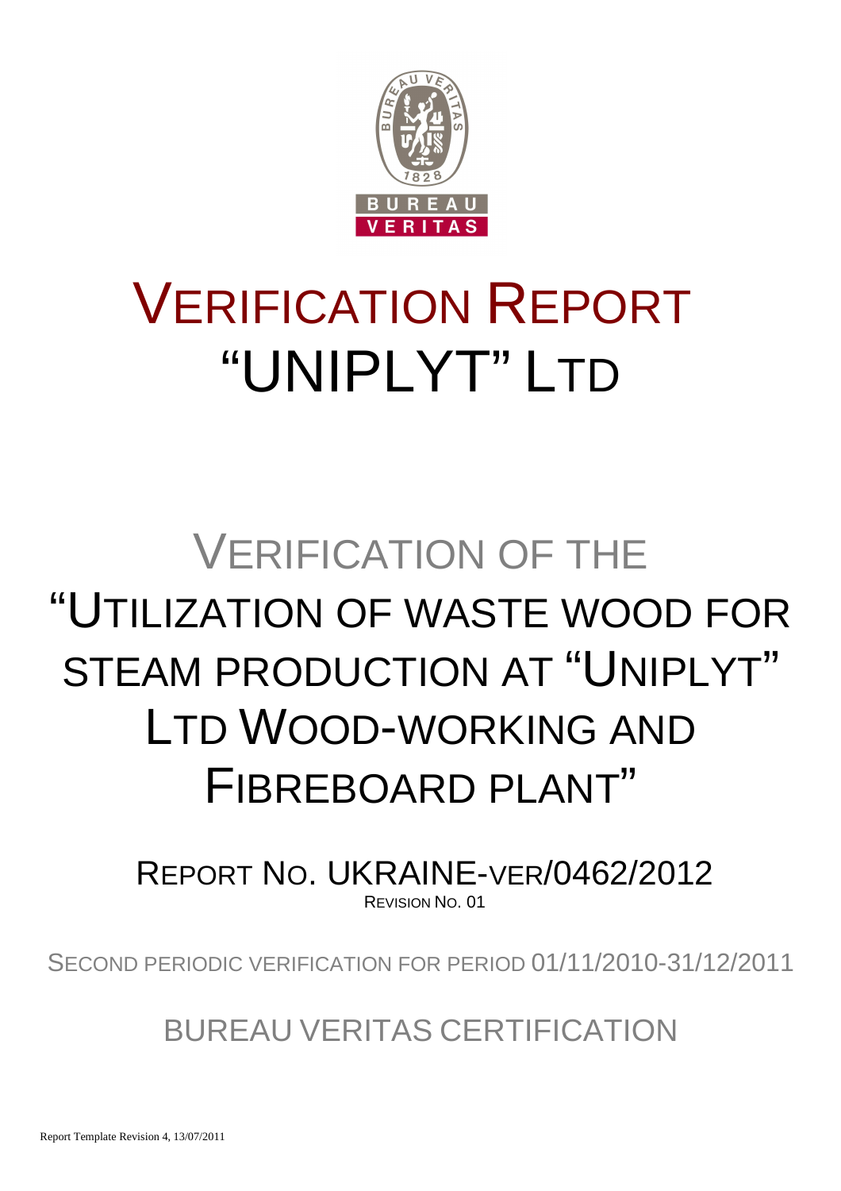# VERIFICATION REPORT
# "UNIPLYT" LTD

## VERIFICATION OF THE "UTILIZATION OF WASTE WOOD FOR STEAM PRODUCTION AT "UNIPLYT" LTD WOOD-WORKING AND FIBREBOARD PLANT"

REPORT NO. UKRAINE-VER/0462/2012

REVISION NO. 01

SECOND PERIODIC VERIFICATION FOR PERIOD 01/11/2010-31/12/2011

BUREAU VERITAS CERTIFICATION

Report Template Revision 4, 13/07/2011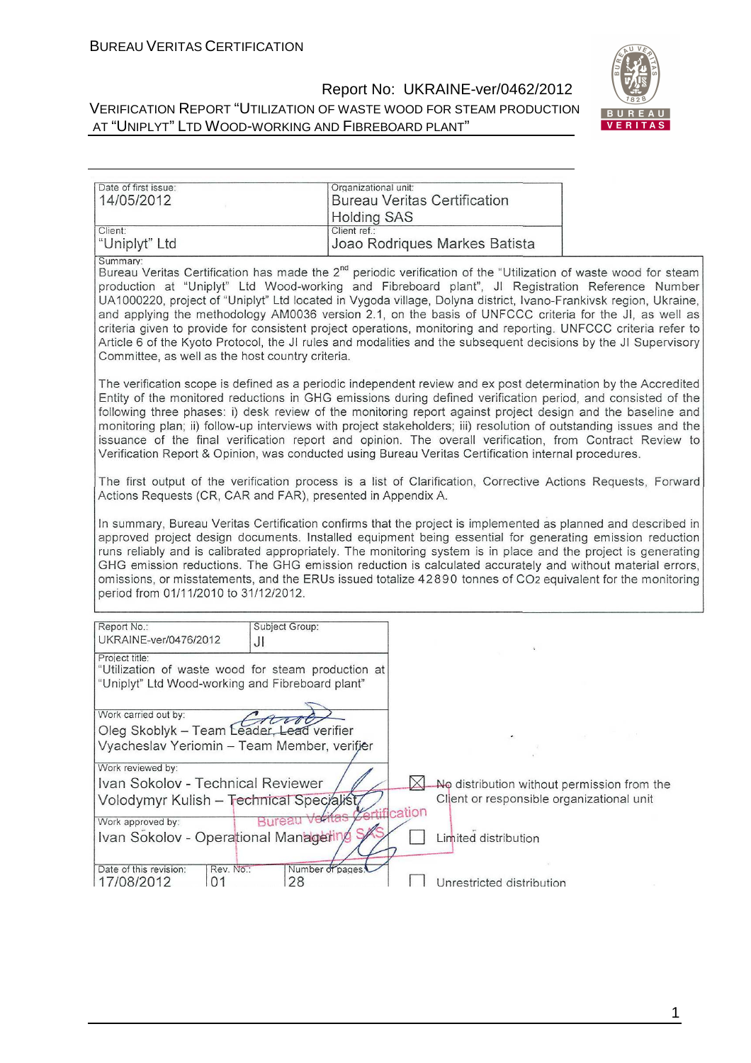| Date of first issue: 14/05/2012 | Organizational unit: Bureau Veritas Certification Holding SAS |
|---|---|
| Client: "Uniplyt" Ltd | Client ref.: Joao Rodriques Markes Batista |

Summary:

Bureau Veritas Certification has made the 2nd periodic verification of the "Utilization of waste wood for steam production at "Uniplyt" Ltd Wood-working and Fibreboard plant", JI Registration Reference Number UA1000220, project of "Uniplyt" Ltd located in Vygoda village, Dolyna district, Ivano-Frankivsk region, Ukraine, and applying the methodology AM0036 version 2.1, on the basis of UNFCCC criteria for the JI, as well as criteria given to provide for consistent project operations, monitoring and reporting. UNFCCC criteria refer to Article 6 of the Kyoto Protocol, the JI rules and modalities and the subsequent decisions by the JI Supervisory Committee, as well as the host country criteria.

The verification scope is defined as a periodic independent review and ex post determination by the Accredited Entity of the monitored reductions in GHG emissions during defined verification period, and consisted of the following three phases: i) desk review of the monitoring report against project design and the baseline and monitoring plan; ii) follow-up interviews with project stakeholders; iii) resolution of outstanding issues and the issuance of the final verification report and opinion. The overall verification, from Contract Review to Verification Report & Opinion, was conducted using Bureau Veritas Certification internal procedures.

The first output of the verification process is a list of Clarification, Corrective Actions Requests, Forward Actions Requests (CR, CAR and FAR), presented in Appendix A.

In summary, Bureau Veritas Certification confirms that the project is implemented as planned and described in approved project design documents. Installed equipment being essential for generating emission reduction runs reliably and is calibrated appropriately. The monitoring system is in place and the project is generating GHG emission reductions. The GHG emission reduction is calculated accurately and without material errors, omissions, or misstatements, and the ERUs issued totalize 42890 tonnes of $CO_2$ equivalent for the monitoring period from 01/11/2010 to 31/12/2012.

| Report No.: UKRAINE-ver/0476/2012 | Subject Group: JI |
|---|---|

Project title:
"Utilization of waste wood for steam production at "Uniplyt" Ltd Wood-working and Fibreboard plant"

Work carried out by:
Oleg Skoblyk – Team Leader, Lead verifier
Vyacheslav Yeriomin – Team Member, verifier

Work reviewed by:
Ivan Sokolov - Technical Reviewer
Volodymyr Kulish – Technical Specialist

Work approved by:
Ivan Sokolov - Operational Manager

| Date of this revision: 17/08/2012 | Rev. No.: 01 | Number of pages: 28 |
|---|---|---|

☒ No distribution without permission from the Client or responsible organizational unit

☐ Limited distribution

☐ Unrestricted distribution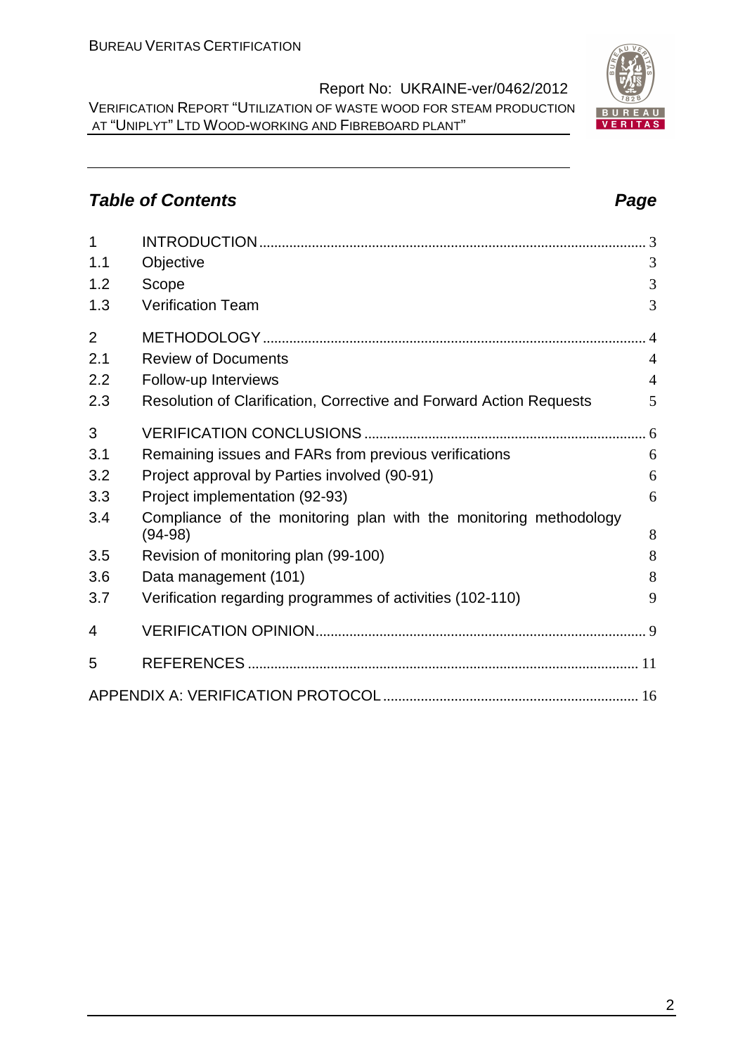## *Table of Contents* *Page*

| | | |
|---|---|---|
| 1 | INTRODUCTION | 3 |
| 1.1 | Objective | 3 |
| 1.2 | Scope | 3 |
| 1.3 | Verification Team | 3 |
| 2 | METHODOLOGY | 4 |
| 2.1 | Review of Documents | 4 |
| 2.2 | Follow-up Interviews | 4 |
| 2.3 | Resolution of Clarification, Corrective and Forward Action Requests | 5 |
| 3 | VERIFICATION CONCLUSIONS | 6 |
| 3.1 | Remaining issues and FARs from previous verifications | 6 |
| 3.2 | Project approval by Parties involved (90-91) | 6 |
| 3.3 | Project implementation (92-93) | 6 |
| 3.4 | Compliance of the monitoring plan with the monitoring methodology (94-98) | 8 |
| 3.5 | Revision of monitoring plan (99-100) | 8 |
| 3.6 | Data management (101) | 8 |
| 3.7 | Verification regarding programmes of activities (102-110) | 9 |
| 4 | VERIFICATION OPINION | 9 |
| 5 | REFERENCES | 11 |
| | APPENDIX A: VERIFICATION PROTOCOL | 16 |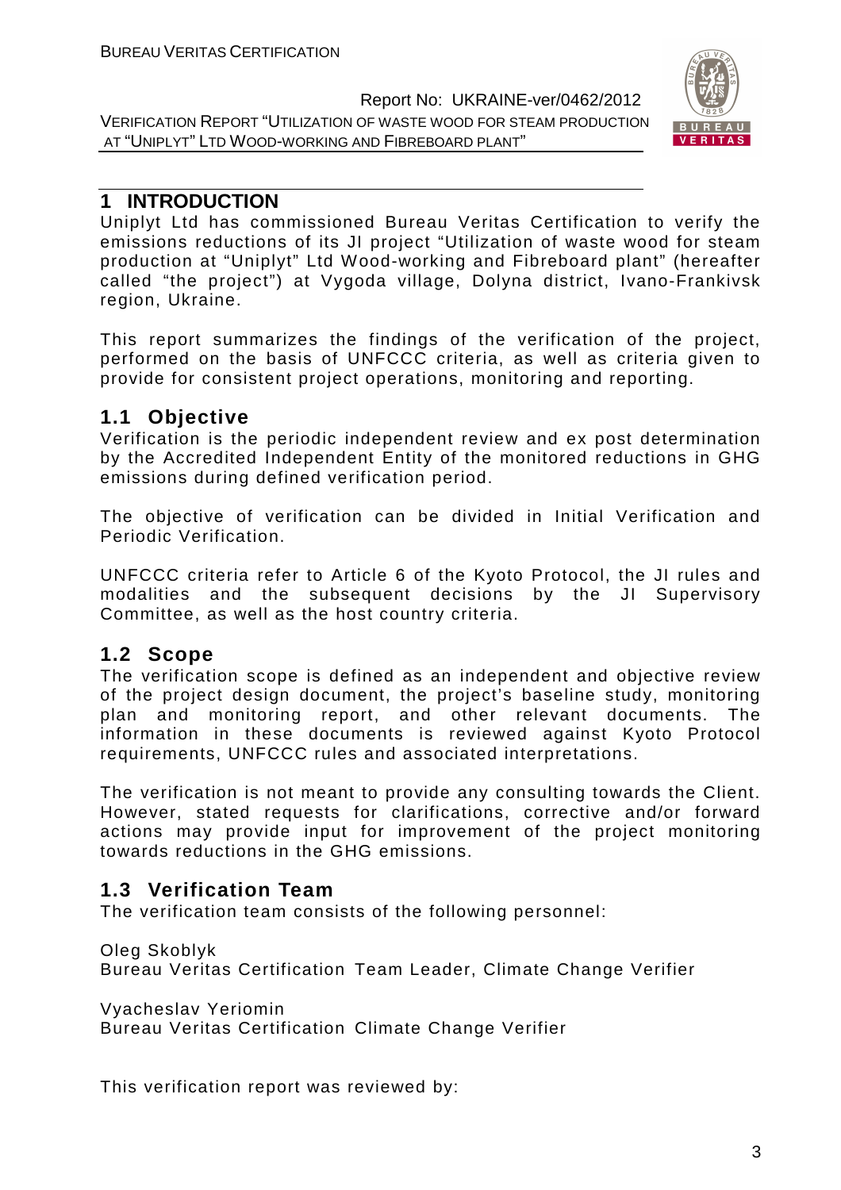# 1 INTRODUCTION

Uniplyt Ltd has commissioned Bureau Veritas Certification to verify the emissions reductions of its JI project "Utilization of waste wood for steam production at "Uniplyt" Ltd Wood-working and Fibreboard plant" (hereafter called "the project") at Vygoda village, Dolyna district, Ivano-Frankivsk region, Ukraine.

This report summarizes the findings of the verification of the project, performed on the basis of UNFCCC criteria, as well as criteria given to provide for consistent project operations, monitoring and reporting.

## 1.1 Objective

Verification is the periodic independent review and ex post determination by the Accredited Independent Entity of the monitored reductions in GHG emissions during defined verification period.

The objective of verification can be divided in Initial Verification and Periodic Verification.

UNFCCC criteria refer to Article 6 of the Kyoto Protocol, the JI rules and modalities and the subsequent decisions by the JI Supervisory Committee, as well as the host country criteria.

## 1.2 Scope

The verification scope is defined as an independent and objective review of the project design document, the project's baseline study, monitoring plan and monitoring report, and other relevant documents. The information in these documents is reviewed against Kyoto Protocol requirements, UNFCCC rules and associated interpretations.

The verification is not meant to provide any consulting towards the Client. However, stated requests for clarifications, corrective and/or forward actions may provide input for improvement of the project monitoring towards reductions in the GHG emissions.

## 1.3 Verification Team

The verification team consists of the following personnel:

Oleg Skoblyk
Bureau Veritas Certification Team Leader, Climate Change Verifier

Vyacheslav Yeriomin
Bureau Veritas Certification Climate Change Verifier

This verification report was reviewed by: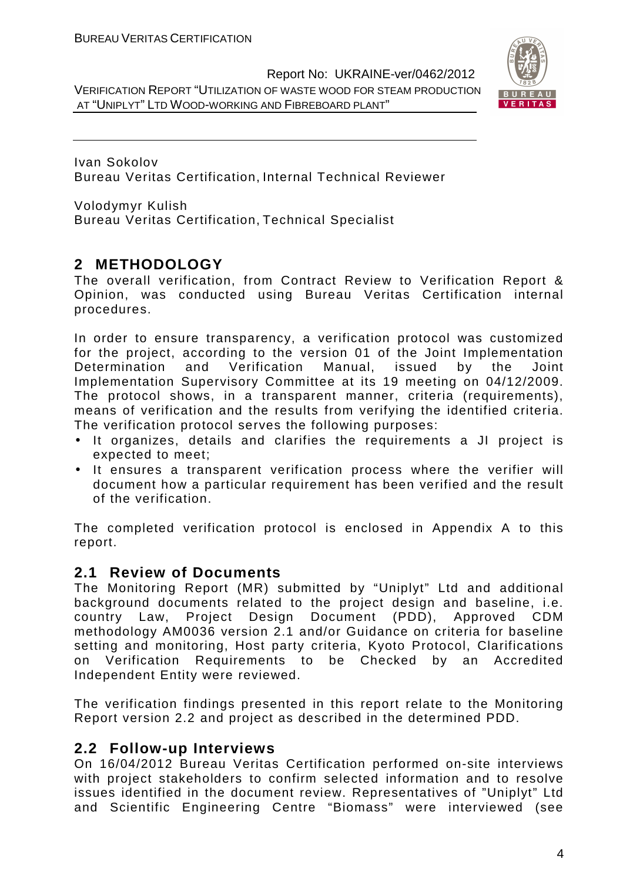Ivan Sokolov
Bureau Veritas Certification, Internal Technical Reviewer

Volodymyr Kulish
Bureau Veritas Certification, Technical Specialist

## 2 METHODOLOGY

The overall verification, from Contract Review to Verification Report & Opinion, was conducted using Bureau Veritas Certification internal procedures.

In order to ensure transparency, a verification protocol was customized for the project, according to the version 01 of the Joint Implementation Determination and Verification Manual, issued by the Joint Implementation Supervisory Committee at its 19 meeting on 04/12/2009. The protocol shows, in a transparent manner, criteria (requirements), means of verification and the results from verifying the identified criteria. The verification protocol serves the following purposes:

- It organizes, details and clarifies the requirements a JI project is expected to meet;
- It ensures a transparent verification process where the verifier will document how a particular requirement has been verified and the result of the verification.

The completed verification protocol is enclosed in Appendix A to this report.

### 2.1 Review of Documents

The Monitoring Report (MR) submitted by "Uniplyt" Ltd and additional background documents related to the project design and baseline, i.e. country Law, Project Design Document (PDD), Approved CDM methodology AM0036 version 2.1 and/or Guidance on criteria for baseline setting and monitoring, Host party criteria, Kyoto Protocol, Clarifications on Verification Requirements to be Checked by an Accredited Independent Entity were reviewed.

The verification findings presented in this report relate to the Monitoring Report version 2.2 and project as described in the determined PDD.

### 2.2 Follow-up Interviews

On 16/04/2012 Bureau Veritas Certification performed on-site interviews with project stakeholders to confirm selected information and to resolve issues identified in the document review. Representatives of "Uniplyt" Ltd and Scientific Engineering Centre "Biomass" were interviewed (see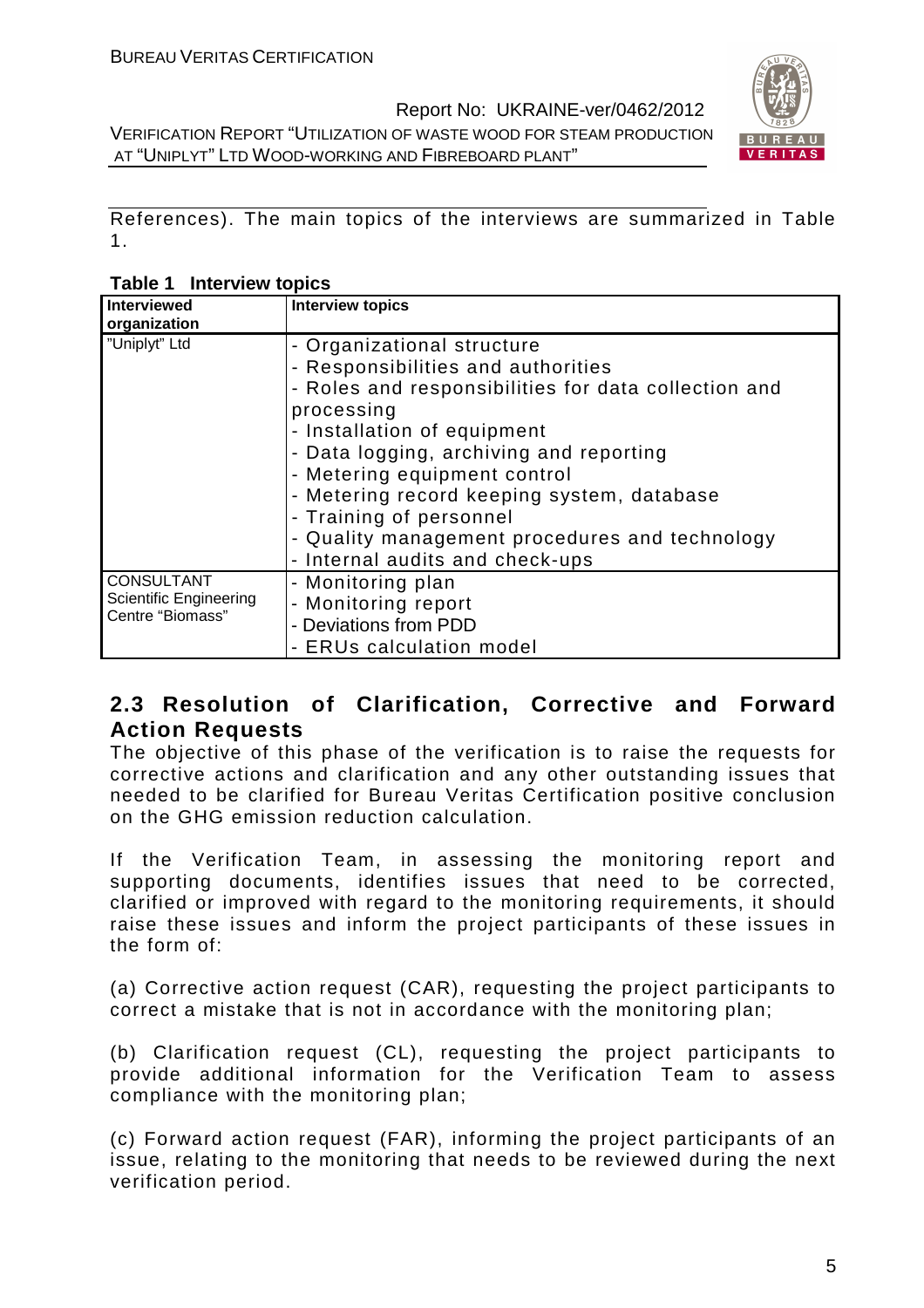References). The main topics of the interviews are summarized in Table 1.

**Table 1 Interview topics**

| Interviewed organization | Interview topics |
|---|---|
| "Uniplyt" Ltd | - Organizational structure<br>- Responsibilities and authorities<br>- Roles and responsibilities for data collection and processing<br>- Installation of equipment<br>- Data logging, archiving and reporting<br>- Metering equipment control<br>- Metering record keeping system, database<br>- Training of personnel<br>- Quality management procedures and technology<br>- Internal audits and check-ups |
| CONSULTANT Scientific Engineering Centre "Biomass" | - Monitoring plan<br>- Monitoring report<br>- Deviations from PDD<br>- ERUs calculation model |

## 2.3 Resolution of Clarification, Corrective and Forward Action Requests

The objective of this phase of the verification is to raise the requests for corrective actions and clarification and any other outstanding issues that needed to be clarified for Bureau Veritas Certification positive conclusion on the GHG emission reduction calculation.

If the Verification Team, in assessing the monitoring report and supporting documents, identifies issues that need to be corrected, clarified or improved with regard to the monitoring requirements, it should raise these issues and inform the project participants of these issues in the form of:

(a) Corrective action request (CAR), requesting the project participants to correct a mistake that is not in accordance with the monitoring plan;

(b) Clarification request (CL), requesting the project participants to provide additional information for the Verification Team to assess compliance with the monitoring plan;

(c) Forward action request (FAR), informing the project participants of an issue, relating to the monitoring that needs to be reviewed during the next verification period.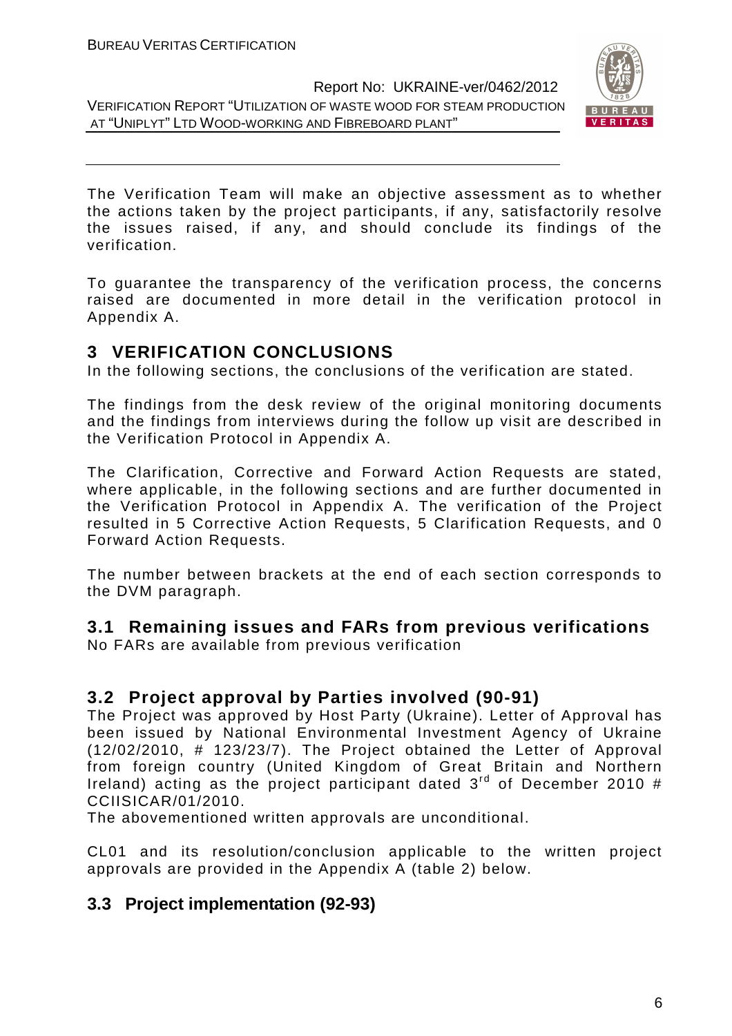The Verification Team will make an objective assessment as to whether the actions taken by the project participants, if any, satisfactorily resolve the issues raised, if any, and should conclude its findings of the verification.

To guarantee the transparency of the verification process, the concerns raised are documented in more detail in the verification protocol in Appendix A.

# 3 VERIFICATION CONCLUSIONS

In the following sections, the conclusions of the verification are stated.

The findings from the desk review of the original monitoring documents and the findings from interviews during the follow up visit are described in the Verification Protocol in Appendix A.

The Clarification, Corrective and Forward Action Requests are stated, where applicable, in the following sections and are further documented in the Verification Protocol in Appendix A. The verification of the Project resulted in 5 Corrective Action Requests, 5 Clarification Requests, and 0 Forward Action Requests.

The number between brackets at the end of each section corresponds to the DVM paragraph.

## 3.1 Remaining issues and FARs from previous verifications

No FARs are available from previous verification

## 3.2 Project approval by Parties involved (90-91)

The Project was approved by Host Party (Ukraine). Letter of Approval has been issued by National Environmental Investment Agency of Ukraine (12/02/2010, # 123/23/7). The Project obtained the Letter of Approval from foreign country (United Kingdom of Great Britain and Northern Ireland) acting as the project participant dated 3rd of December 2010 # CCIISICAR/01/2010.

The abovementioned written approvals are unconditional.

CL01 and its resolution/conclusion applicable to the written project approvals are provided in the Appendix A (table 2) below.

## 3.3 Project implementation (92-93)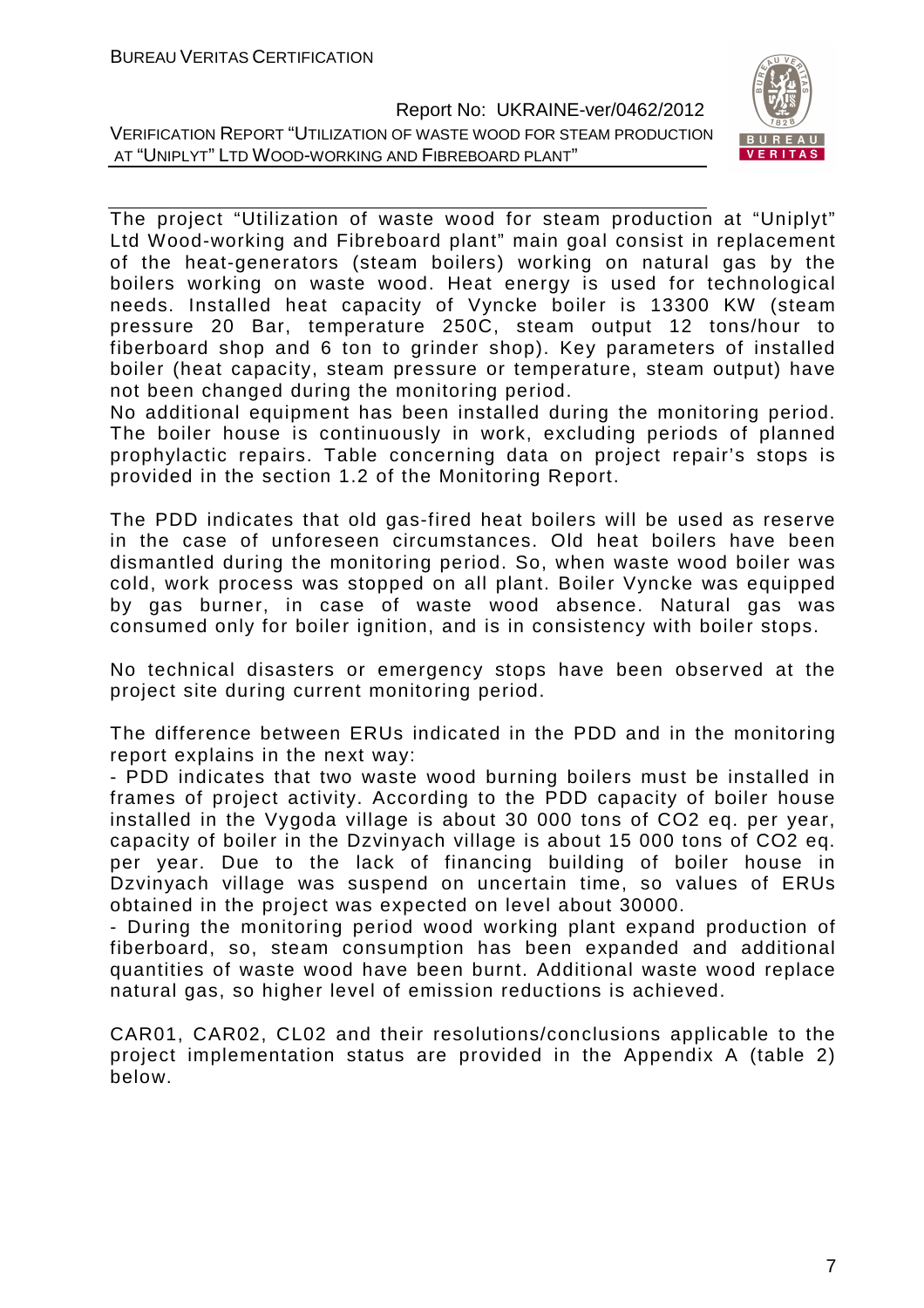The project "Utilization of waste wood for steam production at "Uniplyt" Ltd Wood-working and Fibreboard plant" main goal consist in replacement of the heat-generators (steam boilers) working on natural gas by the boilers working on waste wood. Heat energy is used for technological needs. Installed heat capacity of Vyncke boiler is 13300 KW (steam pressure 20 Bar, temperature 250C, steam output 12 tons/hour to fiberboard shop and 6 ton to grinder shop). Key parameters of installed boiler (heat capacity, steam pressure or temperature, steam output) have not been changed during the monitoring period.

No additional equipment has been installed during the monitoring period. The boiler house is continuously in work, excluding periods of planned prophylactic repairs. Table concerning data on project repair's stops is provided in the section 1.2 of the Monitoring Report.

The PDD indicates that old gas-fired heat boilers will be used as reserve in the case of unforeseen circumstances. Old heat boilers have been dismantled during the monitoring period. So, when waste wood boiler was cold, work process was stopped on all plant. Boiler Vyncke was equipped by gas burner, in case of waste wood absence. Natural gas was consumed only for boiler ignition, and is in consistency with boiler stops.

No technical disasters or emergency stops have been observed at the project site during current monitoring period.

The difference between ERUs indicated in the PDD and in the monitoring report explains in the next way:

- PDD indicates that two waste wood burning boilers must be installed in frames of project activity. According to the PDD capacity of boiler house installed in the Vygoda village is about 30 000 tons of $CO_2$ eq. per year, capacity of boiler in the Dzvinyach village is about 15 000 tons of $CO_2$ eq. per year. Due to the lack of financing building of boiler house in Dzvinyach village was suspend on uncertain time, so values of ERUs obtained in the project was expected on level about 30000.
- During the monitoring period wood working plant expand production of fiberboard, so, steam consumption has been expanded and additional quantities of waste wood have been burnt. Additional waste wood replace natural gas, so higher level of emission reductions is achieved.

CAR01, CAR02, CL02 and their resolutions/conclusions applicable to the project implementation status are provided in the Appendix A (table 2) below.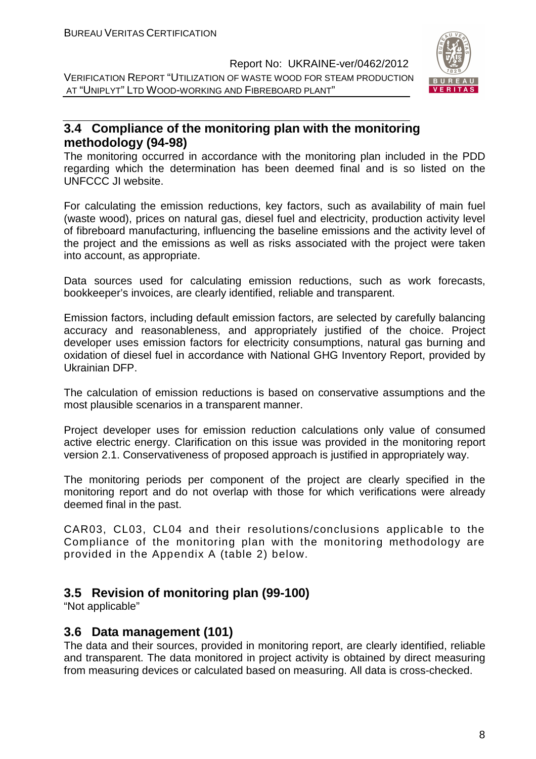## 3.4 Compliance of the monitoring plan with the monitoring methodology (94-98)

The monitoring occurred in accordance with the monitoring plan included in the PDD regarding which the determination has been deemed final and is so listed on the UNFCCC JI website.

For calculating the emission reductions, key factors, such as availability of main fuel (waste wood), prices on natural gas, diesel fuel and electricity, production activity level of fibreboard manufacturing, influencing the baseline emissions and the activity level of the project and the emissions as well as risks associated with the project were taken into account, as appropriate.

Data sources used for calculating emission reductions, such as work forecasts, bookkeeper's invoices, are clearly identified, reliable and transparent.

Emission factors, including default emission factors, are selected by carefully balancing accuracy and reasonableness, and appropriately justified of the choice. Project developer uses emission factors for electricity consumptions, natural gas burning and oxidation of diesel fuel in accordance with National GHG Inventory Report, provided by Ukrainian DFP.

The calculation of emission reductions is based on conservative assumptions and the most plausible scenarios in a transparent manner.

Project developer uses for emission reduction calculations only value of consumed active electric energy. Clarification on this issue was provided in the monitoring report version 2.1. Conservativeness of proposed approach is justified in appropriately way.

The monitoring periods per component of the project are clearly specified in the monitoring report and do not overlap with those for which verifications were already deemed final in the past.

CAR03, CL03, CL04 and their resolutions/conclusions applicable to the Compliance of the monitoring plan with the monitoring methodology are provided in the Appendix A (table 2) below.

## 3.5 Revision of monitoring plan (99-100)

"Not applicable"

## 3.6 Data management (101)

The data and their sources, provided in monitoring report, are clearly identified, reliable and transparent. The data monitored in project activity is obtained by direct measuring from measuring devices or calculated based on measuring. All data is cross-checked.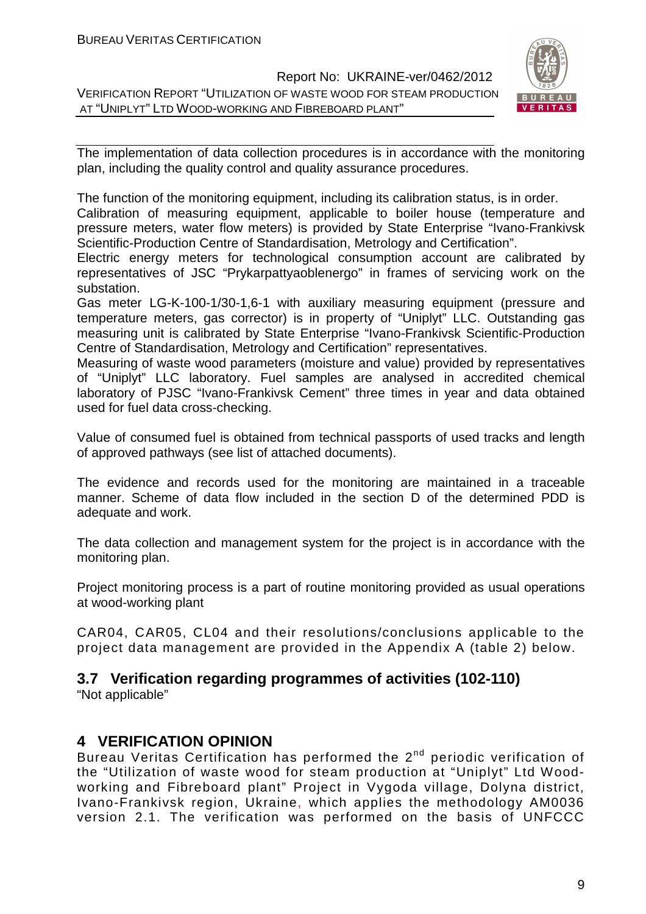The implementation of data collection procedures is in accordance with the monitoring plan, including the quality control and quality assurance procedures.

The function of the monitoring equipment, including its calibration status, is in order.
Calibration of measuring equipment, applicable to boiler house (temperature and pressure meters, water flow meters) is provided by State Enterprise "Ivano-Frankivsk Scientific-Production Centre of Standardisation, Metrology and Certification".
Electric energy meters for technological consumption account are calibrated by representatives of JSC "Prykarpattyaoblenergo" in frames of servicing work on the substation.
Gas meter LG-K-100-1/30-1,6-1 with auxiliary measuring equipment (pressure and temperature meters, gas corrector) is in property of "Uniplyt" LLC. Outstanding gas measuring unit is calibrated by State Enterprise "Ivano-Frankivsk Scientific-Production Centre of Standardisation, Metrology and Certification" representatives.
Measuring of waste wood parameters (moisture and value) provided by representatives of "Uniplyt" LLC laboratory. Fuel samples are analysed in accredited chemical laboratory of PJSC "Ivano-Frankivsk Cement" three times in year and data obtained used for fuel data cross-checking.

Value of consumed fuel is obtained from technical passports of used tracks and length of approved pathways (see list of attached documents).

The evidence and records used for the monitoring are maintained in a traceable manner. Scheme of data flow included in the section D of the determined PDD is adequate and work.

The data collection and management system for the project is in accordance with the monitoring plan.

Project monitoring process is a part of routine monitoring provided as usual operations at wood-working plant

CAR04, CAR05, CL04 and their resolutions/conclusions applicable to the project data management are provided in the Appendix A (table 2) below.

## 3.7 Verification regarding programmes of activities (102-110)

"Not applicable"

# 4 VERIFICATION OPINION

Bureau Veritas Certification has performed the 2nd periodic verification of the "Utilization of waste wood for steam production at "Uniplyt" Ltd Wood-working and Fibreboard plant" Project in Vygoda village, Dolyna district, Ivano-Frankivsk region, Ukraine, which applies the methodology AM0036 version 2.1. The verification was performed on the basis of UNFCCC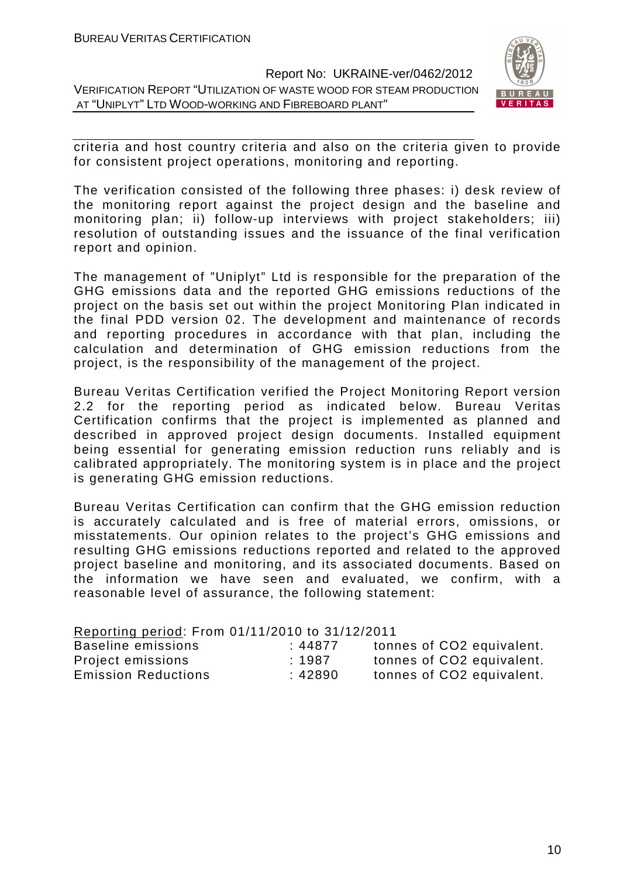criteria and host country criteria and also on the criteria given to provide for consistent project operations, monitoring and reporting.

The verification consisted of the following three phases: i) desk review of the monitoring report against the project design and the baseline and monitoring plan; ii) follow-up interviews with project stakeholders; iii) resolution of outstanding issues and the issuance of the final verification report and opinion.

The management of "Uniplyt" Ltd is responsible for the preparation of the GHG emissions data and the reported GHG emissions reductions of the project on the basis set out within the project Monitoring Plan indicated in the final PDD version 02. The development and maintenance of records and reporting procedures in accordance with that plan, including the calculation and determination of GHG emission reductions from the project, is the responsibility of the management of the project.

Bureau Veritas Certification verified the Project Monitoring Report version 2.2 for the reporting period as indicated below. Bureau Veritas Certification confirms that the project is implemented as planned and described in approved project design documents. Installed equipment being essential for generating emission reduction runs reliably and is calibrated appropriately. The monitoring system is in place and the project is generating GHG emission reductions.

Bureau Veritas Certification can confirm that the GHG emission reduction is accurately calculated and is free of material errors, omissions, or misstatements. Our opinion relates to the project's GHG emissions and resulting GHG emissions reductions reported and related to the approved project baseline and monitoring, and its associated documents. Based on the information we have seen and evaluated, we confirm, with a reasonable level of assurance, the following statement:

<u>Reporting period</u>: From 01/11/2010 to 31/12/2011

| | | |
|---|---|---|
| Baseline emissions | : 44877 | tonnes of CO2 equivalent. |
| Project emissions | : 1987 | tonnes of CO2 equivalent. |
| Emission Reductions | : 42890 | tonnes of CO2 equivalent. |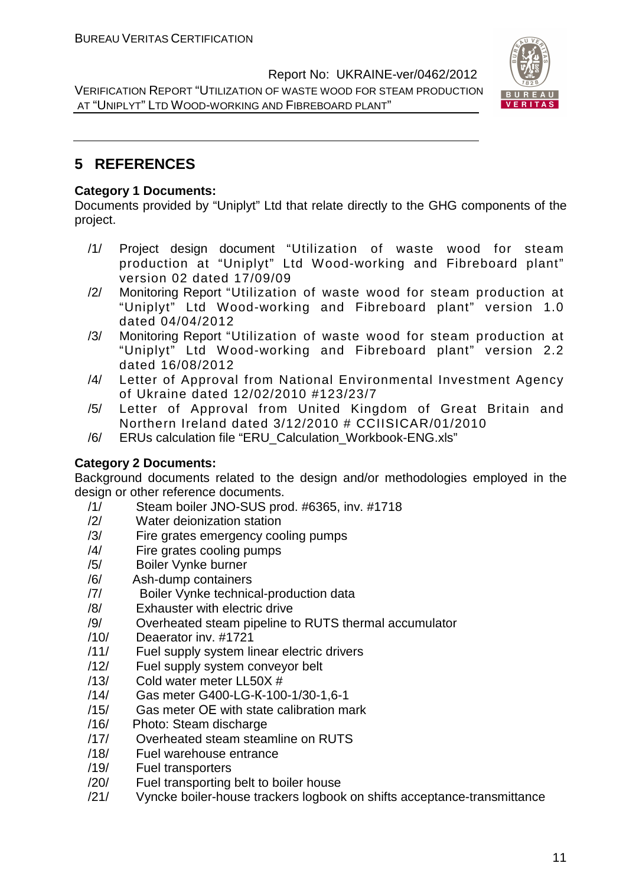## 5 REFERENCES

**Category 1 Documents:**

Documents provided by "Uniplyt" Ltd that relate directly to the GHG components of the project.

/1/ Project design document "Utilization of waste wood for steam production at "Uniplyt" Ltd Wood-working and Fibreboard plant" version 02 dated 17/09/09

/2/ Monitoring Report "Utilization of waste wood for steam production at "Uniplyt" Ltd Wood-working and Fibreboard plant" version 1.0 dated 04/04/2012

/3/ Monitoring Report "Utilization of waste wood for steam production at "Uniplyt" Ltd Wood-working and Fibreboard plant" version 2.2 dated 16/08/2012

/4/ Letter of Approval from National Environmental Investment Agency of Ukraine dated 12/02/2010 #123/23/7

/5/ Letter of Approval from United Kingdom of Great Britain and Northern Ireland dated 3/12/2010 # CCIISICAR/01/2010

/6/ ERUs calculation file "ERU_Calculation_Workbook-ENG.xls"

**Category 2 Documents:**

Background documents related to the design and/or methodologies employed in the design or other reference documents.

/1/ Steam boiler JNO-SUS prod. #6365, inv. #1718

/2/ Water deionization station

/3/ Fire grates emergency cooling pumps

/4/ Fire grates cooling pumps

/5/ Boiler Vynke burner

/6/ Ash-dump containers

/7/ Boiler Vynke technical-production data

/8/ Exhauster with electric drive

/9/ Overheated steam pipeline to RUTS thermal accumulator

/10/ Deaerator inv. #1721

/11/ Fuel supply system linear electric drivers

/12/ Fuel supply system conveyor belt

/13/ Cold water meter LL50X #

/14/ Gas meter G400-LG-K-100-1/30-1,6-1

/15/ Gas meter OE with state calibration mark

/16/ Photo: Steam discharge

/17/ Overheated steam steamline on RUTS

/18/ Fuel warehouse entrance

/19/ Fuel transporters

/20/ Fuel transporting belt to boiler house

/21/ Vyncke boiler-house trackers logbook on shifts acceptance-transmittance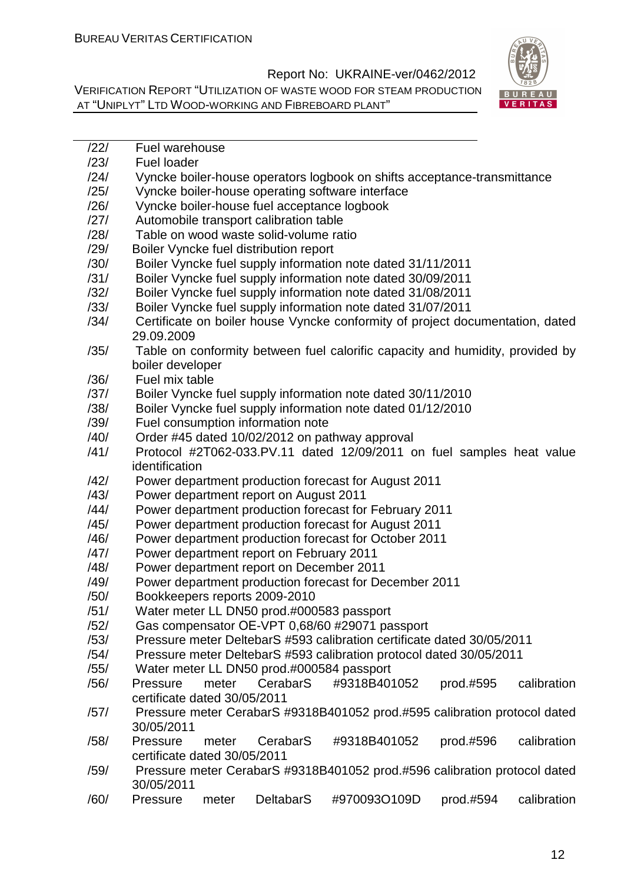/22/ Fuel warehouse
/23/ Fuel loader
/24/ Vyncke boiler-house operators logbook on shifts acceptance-transmittance
/25/ Vyncke boiler-house operating software interface
/26/ Vyncke boiler-house fuel acceptance logbook
/27/ Automobile transport calibration table
/28/ Table on wood waste solid-volume ratio
/29/ Boiler Vyncke fuel distribution report
/30/ Boiler Vyncke fuel supply information note dated 31/11/2011
/31/ Boiler Vyncke fuel supply information note dated 30/09/2011
/32/ Boiler Vyncke fuel supply information note dated 31/08/2011
/33/ Boiler Vyncke fuel supply information note dated 31/07/2011
/34/ Certificate on boiler house Vyncke conformity of project documentation, dated 29.09.2009
/35/ Table on conformity between fuel calorific capacity and humidity, provided by boiler developer
/36/ Fuel mix table
/37/ Boiler Vyncke fuel supply information note dated 30/11/2010
/38/ Boiler Vyncke fuel supply information note dated 01/12/2010
/39/ Fuel consumption information note
/40/ Order #45 dated 10/02/2012 on pathway approval
/41/ Protocol #2T062-033.PV.11 dated 12/09/2011 on fuel samples heat value identification
/42/ Power department production forecast for August 2011
/43/ Power department report on August 2011
/44/ Power department production forecast for February 2011
/45/ Power department production forecast for August 2011
/46/ Power department production forecast for October 2011
/47/ Power department report on February 2011
/48/ Power department report on December 2011
/49/ Power department production forecast for December 2011
/50/ Bookkeepers reports 2009-2010
/51/ Water meter LL DN50 prod.#000583 passport
/52/ Gas compensator OE-VPT 0,68/60 #29071 passport
/53/ Pressure meter DeltebarS #593 calibration certificate dated 30/05/2011
/54/ Pressure meter DeltebarS #593 calibration protocol dated 30/05/2011
/55/ Water meter LL DN50 prod.#000584 passport
/56/ Pressure meter CerabarS #9318B401052 prod.#595 calibration certificate dated 30/05/2011
/57/ Pressure meter CerabarS #9318B401052 prod.#595 calibration protocol dated 30/05/2011
/58/ Pressure meter CerabarS #9318B401052 prod.#596 calibration certificate dated 30/05/2011
/59/ Pressure meter CerabarS #9318B401052 prod.#596 calibration protocol dated 30/05/2011
/60/ Pressure meter DeltabarS #970093O109D prod.#594 calibration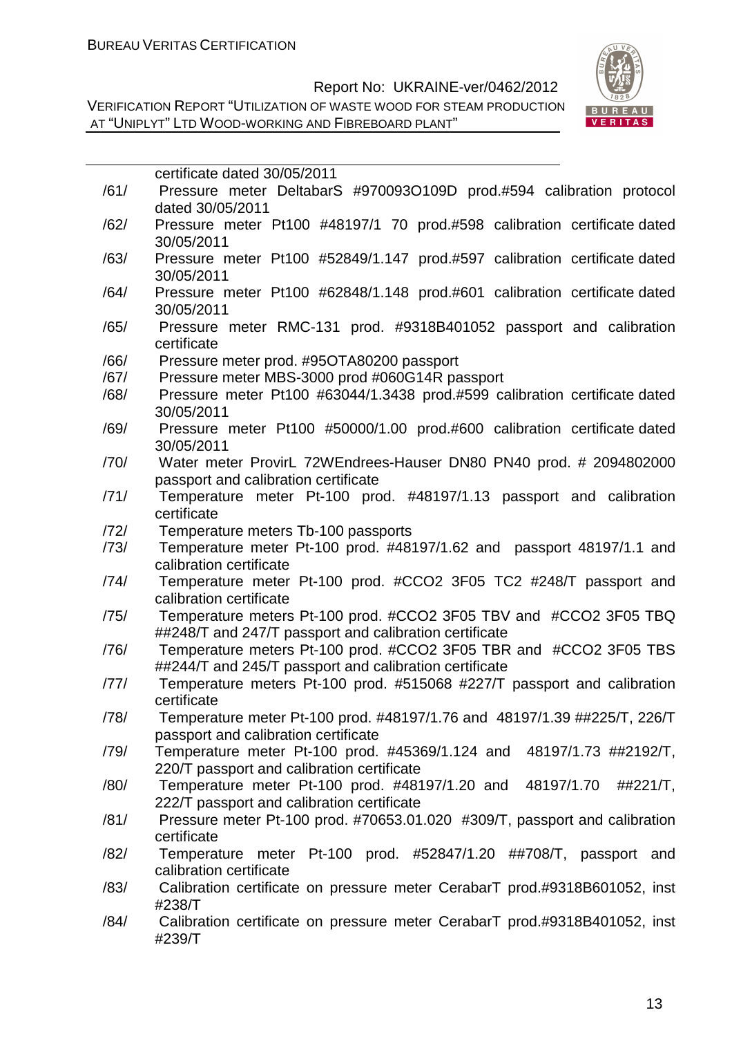certificate dated 30/05/2011

/61/ Pressure meter DeltabarS #970093O109D prod.#594 calibration protocol dated 30/05/2011

/62/ Pressure meter Pt100 #48197/1 70 prod.#598 calibration certificate dated 30/05/2011

/63/ Pressure meter Pt100 #52849/1.147 prod.#597 calibration certificate dated 30/05/2011

/64/ Pressure meter Pt100 #62848/1.148 prod.#601 calibration certificate dated 30/05/2011

/65/ Pressure meter RMC-131 prod. #9318B401052 passport and calibration certificate

/66/ Pressure meter prod. #95OTA80200 passport

/67/ Pressure meter MBS-3000 prod #060G14R passport

/68/ Pressure meter Pt100 #63044/1.3438 prod.#599 calibration certificate dated 30/05/2011

/69/ Pressure meter Pt100 #50000/1.00 prod.#600 calibration certificate dated 30/05/2011

/70/ Water meter ProvirL 72WEndrees-Hauser DN80 PN40 prod. # 2094802000 passport and calibration certificate

/71/ Temperature meter Pt-100 prod. #48197/1.13 passport and calibration certificate

/72/ Temperature meters Tb-100 passports

/73/ Temperature meter Pt-100 prod. #48197/1.62 and passport 48197/1.1 and calibration certificate

/74/ Temperature meter Pt-100 prod. #CCO2 3F05 TC2 #248/T passport and calibration certificate

/75/ Temperature meters Pt-100 prod. #CCO2 3F05 TBV and #CCO2 3F05 TBQ ##248/T and 247/T passport and calibration certificate

/76/ Temperature meters Pt-100 prod. #CCO2 3F05 TBR and #CCO2 3F05 TBS ##244/T and 245/T passport and calibration certificate

/77/ Temperature meters Pt-100 prod. #515068 #227/T passport and calibration certificate

/78/ Temperature meter Pt-100 prod. #48197/1.76 and 48197/1.39 ##225/T, 226/T passport and calibration certificate

/79/ Temperature meter Pt-100 prod. #45369/1.124 and 48197/1.73 ##2192/T, 220/T passport and calibration certificate

/80/ Temperature meter Pt-100 prod. #48197/1.20 and 48197/1.70 ##221/T, 222/T passport and calibration certificate

/81/ Pressure meter Pt-100 prod. #70653.01.020 #309/T, passport and calibration certificate

/82/ Temperature meter Pt-100 prod. #52847/1.20 ##708/T, passport and calibration certificate

/83/ Calibration certificate on pressure meter CerabarT prod.#9318B601052, inst #238/T

/84/ Calibration certificate on pressure meter CerabarT prod.#9318B401052, inst #239/T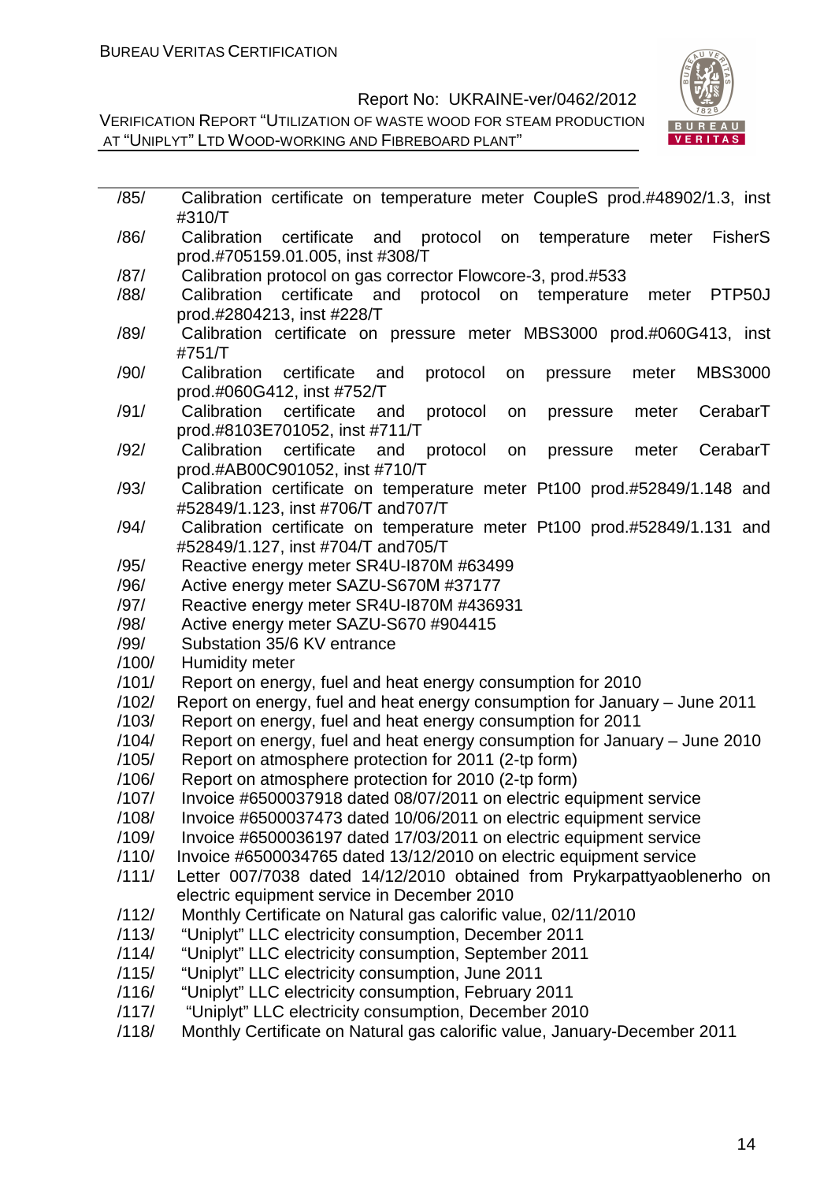/85/ Calibration certificate on temperature meter CoupleS prod.#48902/1.3, inst #310/T
/86/ Calibration certificate and protocol on temperature meter FisherS prod.#705159.01.005, inst #308/T
/87/ Calibration protocol on gas corrector Flowcore-3, prod.#533
/88/ Calibration certificate and protocol on temperature meter PTP50J prod.#2804213, inst #228/T
/89/ Calibration certificate on pressure meter MBS3000 prod.#060G413, inst #751/T
/90/ Calibration certificate and protocol on pressure meter MBS3000 prod.#060G412, inst #752/T
/91/ Calibration certificate and protocol on pressure meter CerabarT prod.#8103E701052, inst #711/T
/92/ Calibration certificate and protocol on pressure meter CerabarT prod.#AB00C901052, inst #710/T
/93/ Calibration certificate on temperature meter Pt100 prod.#52849/1.148 and #52849/1.123, inst #706/T and707/T
/94/ Calibration certificate on temperature meter Pt100 prod.#52849/1.131 and #52849/1.127, inst #704/T and705/T
/95/ Reactive energy meter SR4U-I870M #63499
/96/ Active energy meter SAZU-S670M #37177
/97/ Reactive energy meter SR4U-I870M #436931
/98/ Active energy meter SAZU-S670 #904415
/99/ Substation 35/6 KV entrance
/100/ Humidity meter
/101/ Report on energy, fuel and heat energy consumption for 2010
/102/ Report on energy, fuel and heat energy consumption for January – June 2011
/103/ Report on energy, fuel and heat energy consumption for 2011
/104/ Report on energy, fuel and heat energy consumption for January – June 2010
/105/ Report on atmosphere protection for 2011 (2-tp form)
/106/ Report on atmosphere protection for 2010 (2-tp form)
/107/ Invoice #6500037918 dated 08/07/2011 on electric equipment service
/108/ Invoice #6500037473 dated 10/06/2011 on electric equipment service
/109/ Invoice #6500036197 dated 17/03/2011 on electric equipment service
/110/ Invoice #6500034765 dated 13/12/2010 on electric equipment service
/111/ Letter 007/7038 dated 14/12/2010 obtained from Prykarpattyaoblenerho on electric equipment service in December 2010
/112/ Monthly Certificate on Natural gas calorific value, 02/11/2010
/113/ "Uniplyt" LLC electricity consumption, December 2011
/114/ "Uniplyt" LLC electricity consumption, September 2011
/115/ "Uniplyt" LLC electricity consumption, June 2011
/116/ "Uniplyt" LLC electricity consumption, February 2011
/117/ "Uniplyt" LLC electricity consumption, December 2010
/118/ Monthly Certificate on Natural gas calorific value, January-December 2011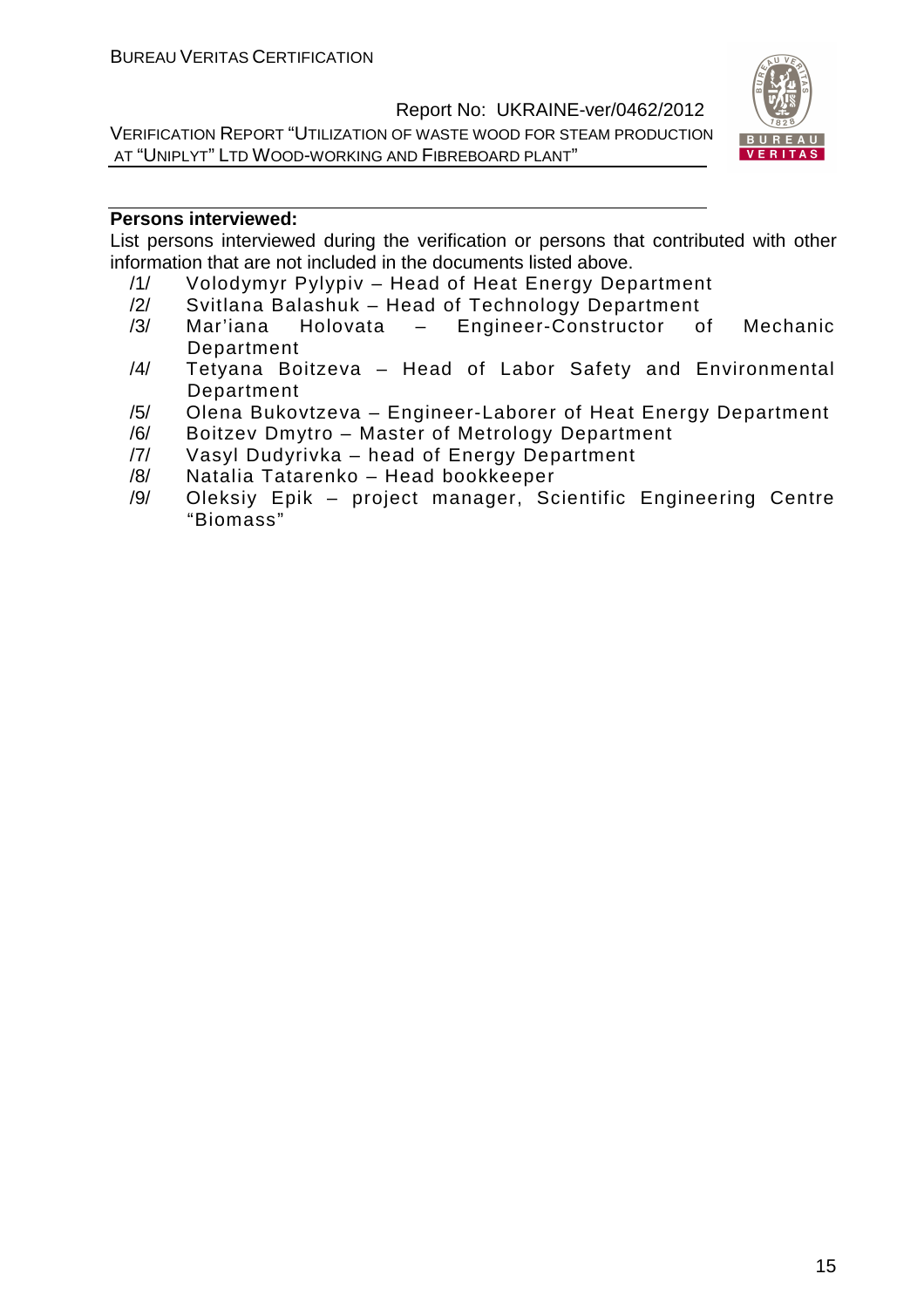**Persons interviewed:**

List persons interviewed during the verification or persons that contributed with other information that are not included in the documents listed above.

/1/ Volodymyr Pylypiv – Head of Heat Energy Department

/2/ Svitlana Balashuk – Head of Technology Department

/3/ Mar'iana Holovata – Engineer-Constructor of Mechanic Department

/4/ Tetyana Boitzeva – Head of Labor Safety and Environmental Department

/5/ Olena Bukovtzeva – Engineer-Laborer of Heat Energy Department

/6/ Boitzev Dmytro – Master of Metrology Department

/7/ Vasyl Dudyrivka – head of Energy Department

/8/ Natalia Tatarenko – Head bookkeeper

/9/ Oleksiy Epik – project manager, Scientific Engineering Centre "Biomass"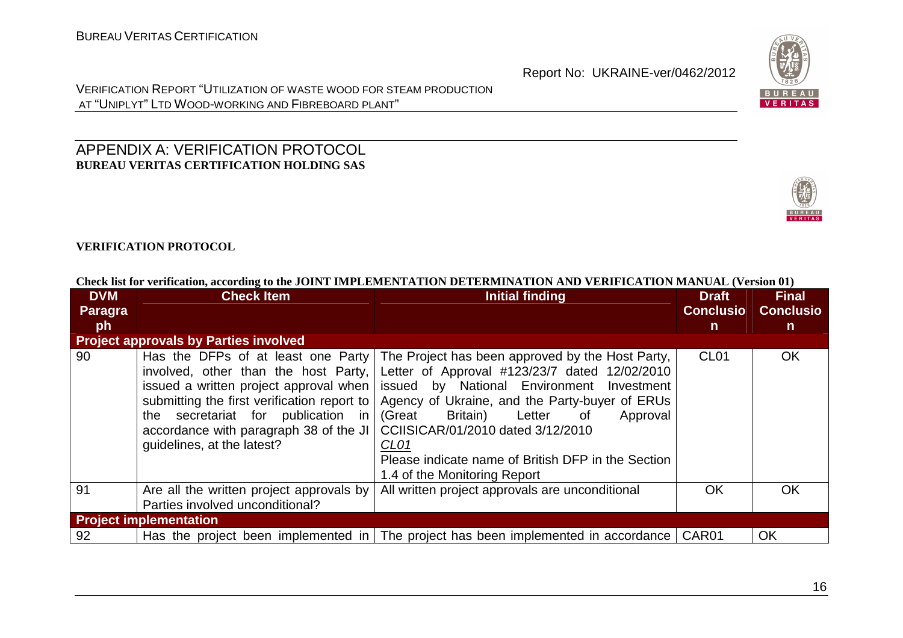## APPENDIX A: VERIFICATION PROTOCOL

**BUREAU VERITAS CERTIFICATION HOLDING SAS**

**VERIFICATION PROTOCOL**

**Check list for verification, according to the JOINT IMPLEMENTATION DETERMINATION AND VERIFICATION MANUAL (Version 01)**

| DVM Paragraph | Check Item | Initial finding | Draft Conclusion | Final Conclusion |
|---|---|---|---|---|
| **Project approvals by Parties involved** | | | | |
| 90 | Has the DFPs of at least one Party involved, other than the host Party, issued a written project approval when submitting the first verification report to the secretariat for publication in accordance with paragraph 38 of the JI guidelines, at the latest? | The Project has been approved by the Host Party, Letter of Approval #123/23/7 dated 12/02/2010 issued by National Environment Investment Agency of Ukraine, and the Party-buyer of ERUs (Great Britain) Letter of Approval CCIISICAR/01/2010 dated 3/12/2010<br>*CL01*<br>Please indicate name of British DFP in the Section 1.4 of the Monitoring Report | CL01 | OK |
| 91 | Are all the written project approvals by Parties involved unconditional? | All written project approvals are unconditional | OK | OK |
| **Project implementation** | | | | |
| 92 | Has the project been implemented in | The project has been implemented in accordance | CAR01 | OK |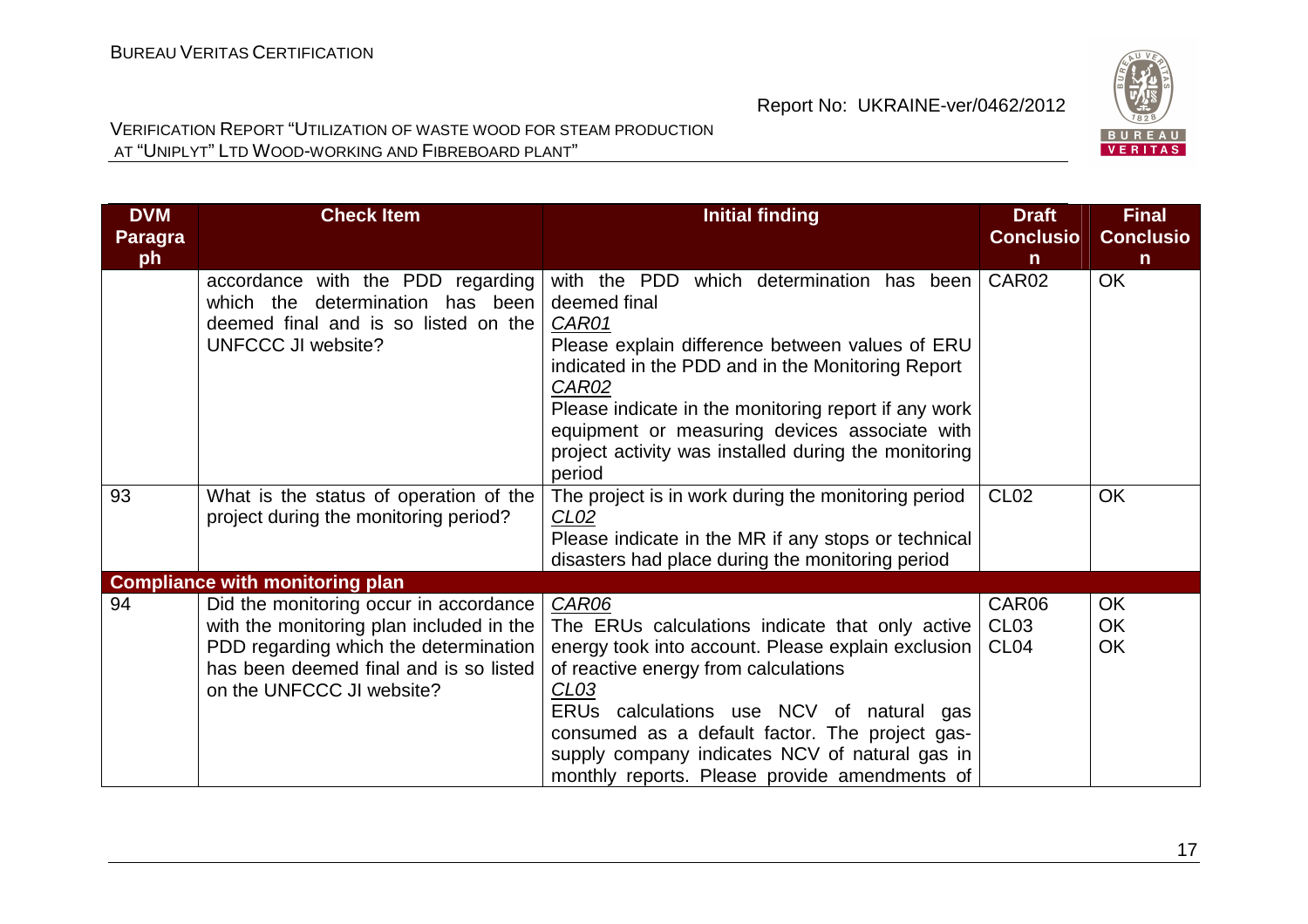| DVM Paragraph | Check Item | Initial finding | Draft Conclusion | Final Conclusion |
|---|---|---|---|---|
| | accordance with the PDD regarding which the determination has been deemed final and is so listed on the UNFCCC JI website? | with the PDD which determination has been deemed final<br>*CAR01*<br>Please explain difference between values of ERU indicated in the PDD and in the Monitoring Report<br>*CAR02*<br>Please indicate in the monitoring report if any work equipment or measuring devices associate with project activity was installed during the monitoring period | CAR02 | OK |
| 93 | What is the status of operation of the project during the monitoring period? | The project is in work during the monitoring period<br>*CL02*<br>Please indicate in the MR if any stops or technical disasters had place during the monitoring period | CL02 | OK |
| **Compliance with monitoring plan** | | | | |
| 94 | Did the monitoring occur in accordance with the monitoring plan included in the PDD regarding which the determination has been deemed final and is so listed on the UNFCCC JI website? | *CAR06*<br>The ERUs calculations indicate that only active energy took into account. Please explain exclusion of reactive energy from calculations<br>*CL03*<br>ERUs calculations use NCV of natural gas consumed as a default factor. The project gas-supply company indicates NCV of natural gas in monthly reports. Please provide amendments of | CAR06<br>CL03<br>CL04 | OK<br>OK<br>OK |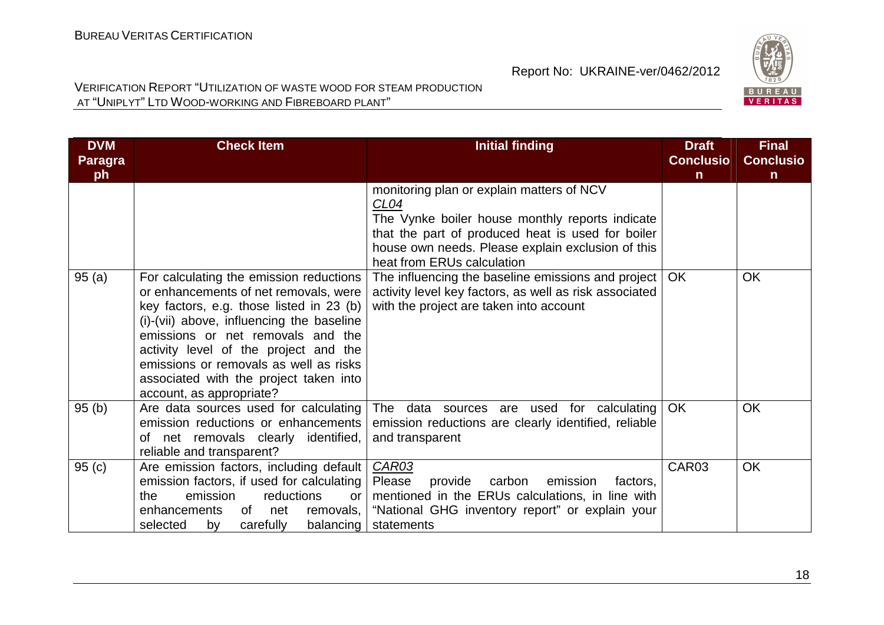| DVM Paragraph | Check Item | Initial finding | Draft Conclusion | Final Conclusion |
|---|---|---|---|---|
| | | monitoring plan or explain matters of NCV<br>*CL04*<br>The Vynke boiler house monthly reports indicate that the part of produced heat is used for boiler house own needs. Please explain exclusion of this heat from ERUs calculation | | |
| 95 (a) | For calculating the emission reductions or enhancements of net removals, were key factors, e.g. those listed in 23 (b) (i)-(vii) above, influencing the baseline emissions or net removals and the activity level of the project and the emissions or removals as well as risks associated with the project taken into account, as appropriate? | The influencing the baseline emissions and project activity level key factors, as well as risk associated with the project are taken into account | OK | OK |
| 95 (b) | Are data sources used for calculating emission reductions or enhancements of net removals clearly identified, reliable and transparent? | The data sources are used for calculating emission reductions are clearly identified, reliable and transparent | OK | OK |
| 95 (c) | Are emission factors, including default emission factors, if used for calculating the emission reductions or enhancements of net removals, selected by carefully balancing | *CAR03*<br>Please provide carbon emission factors, mentioned in the ERUs calculations, in line with "National GHG inventory report" or explain your statements | CAR03 | OK |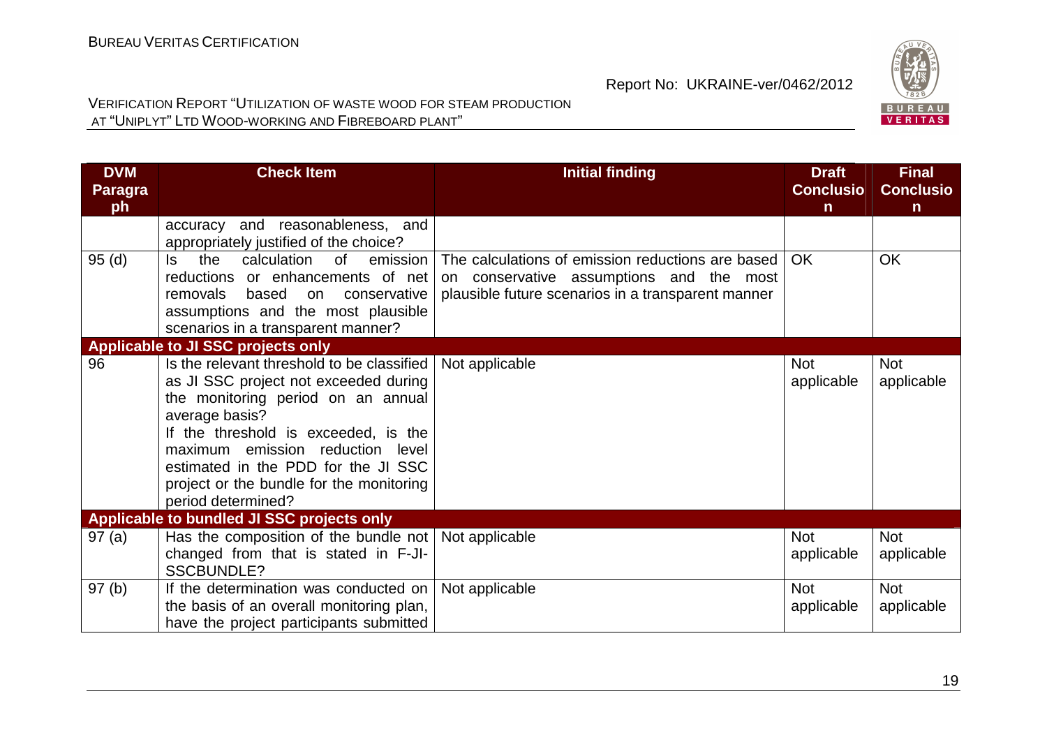| DVM Paragraph | Check Item | Initial finding | Draft Conclusion | Final Conclusion |
|---|---|---|---|---|
| | accuracy and reasonableness, and appropriately justified of the choice? | | | |
| 95 (d) | Is the calculation of emission reductions or enhancements of net removals based on conservative assumptions and the most plausible scenarios in a transparent manner? | The calculations of emission reductions are based on conservative assumptions and the most plausible future scenarios in a transparent manner | OK | OK |
| **Applicable to JI SSC projects only** | | | | |
| 96 | Is the relevant threshold to be classified as JI SSC project not exceeded during the monitoring period on an annual average basis? If the threshold is exceeded, is the maximum emission reduction level estimated in the PDD for the JI SSC project or the bundle for the monitoring period determined? | Not applicable | Not applicable | Not applicable |
| **Applicable to bundled JI SSC projects only** | | | | |
| 97 (a) | Has the composition of the bundle not changed from that is stated in F-JI-SSCBUNDLE? | Not applicable | Not applicable | Not applicable |
| 97 (b) | If the determination was conducted on the basis of an overall monitoring plan, have the project participants submitted | Not applicable | Not applicable | Not applicable |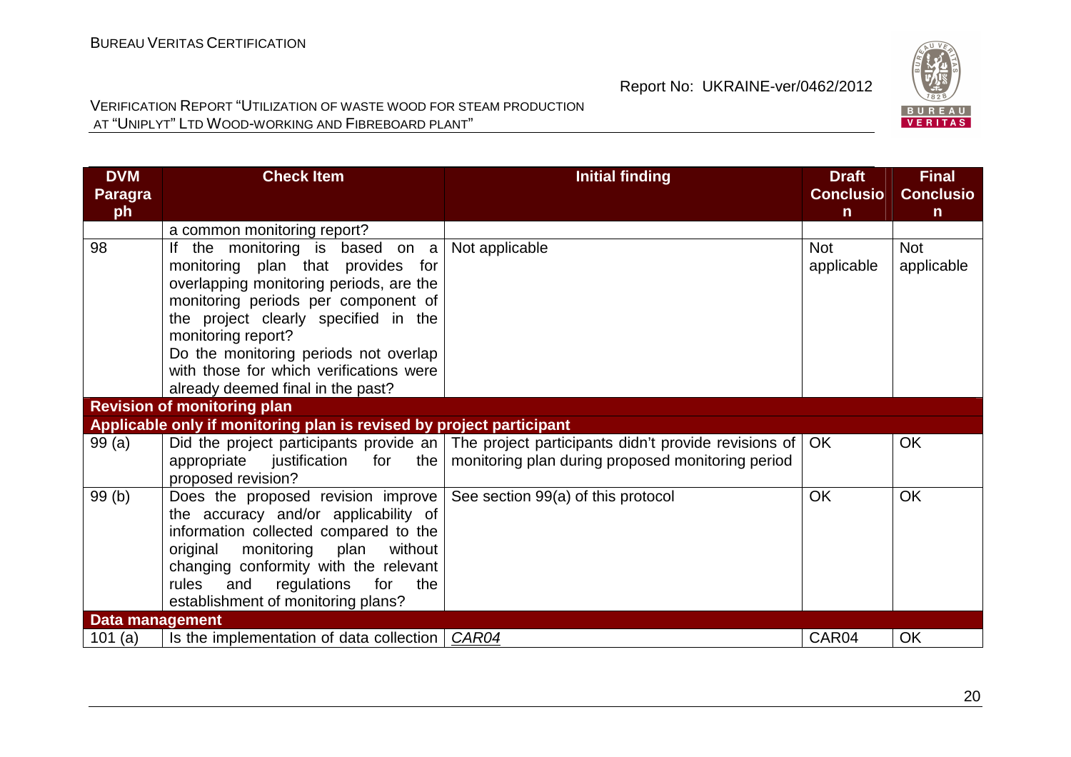| DVM Paragraph | Check Item | Initial finding | Draft Conclusion | Final Conclusion |
|---|---|---|---|---|
| | a common monitoring report? | | | |
| 98 | If the monitoring is based on a monitoring plan that provides for overlapping monitoring periods, are the monitoring periods per component of the project clearly specified in the monitoring report? Do the monitoring periods not overlap with those for which verifications were already deemed final in the past? | Not applicable | Not applicable | Not applicable |
| **Revision of monitoring plan** | | | | |
| **Applicable only if monitoring plan is revised by project participant** | | | | |
| 99 (a) | Did the project participants provide an appropriate justification for the proposed revision? | The project participants didn't provide revisions of monitoring plan during proposed monitoring period | OK | OK |
| 99 (b) | Does the proposed revision improve the accuracy and/or applicability of information collected compared to the original monitoring plan without changing conformity with the relevant rules and regulations for the establishment of monitoring plans? | See section 99(a) of this protocol | OK | OK |
| **Data management** | | | | |
| 101 (a) | Is the implementation of data collection | *CAR04* | CAR04 | OK |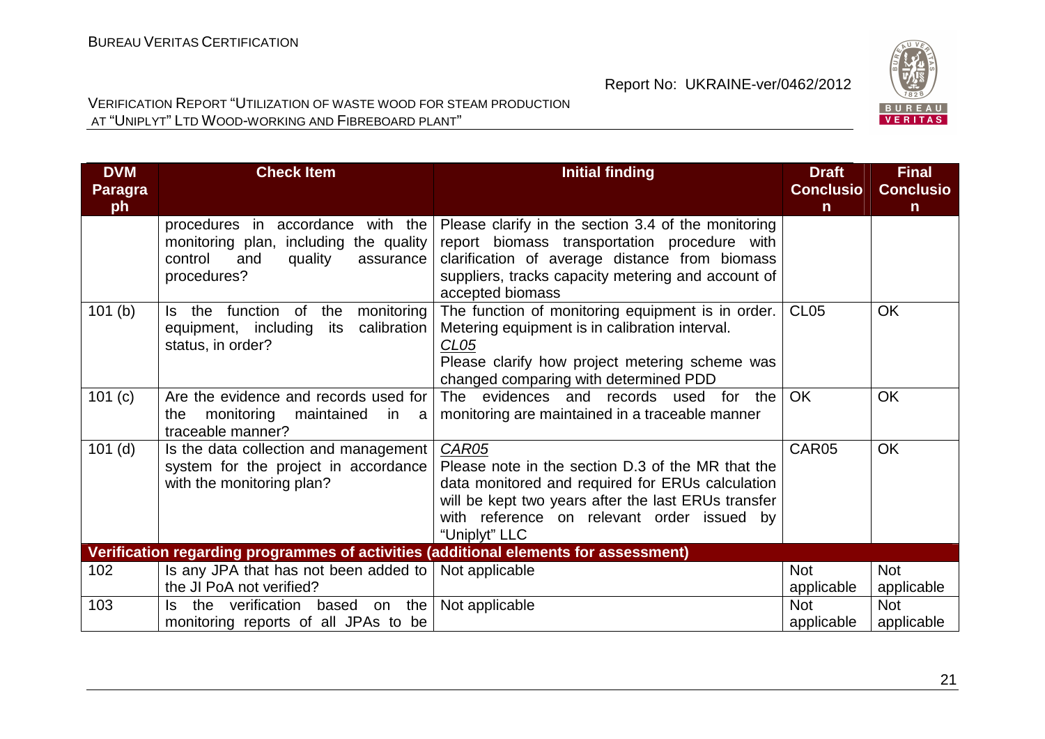| DVM Paragraph | Check Item | Initial finding | Draft Conclusion | Final Conclusion |
|---|---|---|---|---|
| | procedures in accordance with the monitoring plan, including the quality control and quality assurance procedures? | Please clarify in the section 3.4 of the monitoring report biomass transportation procedure with clarification of average distance from biomass suppliers, tracks capacity metering and account of accepted biomass | | |
| 101 (b) | Is the function of the monitoring equipment, including its calibration status, in order? | The function of monitoring equipment is in order. Metering equipment is in calibration interval. *CL05* Please clarify how project metering scheme was changed comparing with determined PDD | CL05 | OK |
| 101 (c) | Are the evidence and records used for the monitoring maintained in a traceable manner? | The evidences and records used for the monitoring are maintained in a traceable manner | OK | OK |
| 101 (d) | Is the data collection and management system for the project in accordance with the monitoring plan? | *CAR05* Please note in the section D.3 of the MR that the data monitored and required for ERUs calculation will be kept two years after the last ERUs transfer with reference on relevant order issued by "Uniplyt" LLC | CAR05 | OK |
| **Verification regarding programmes of activities (additional elements for assessment)** | | | | |
| 102 | Is any JPA that has not been added to the JI PoA not verified? | Not applicable | Not applicable | Not applicable |
| 103 | Is the verification based on the monitoring reports of all JPAs to be | Not applicable | Not applicable | Not applicable |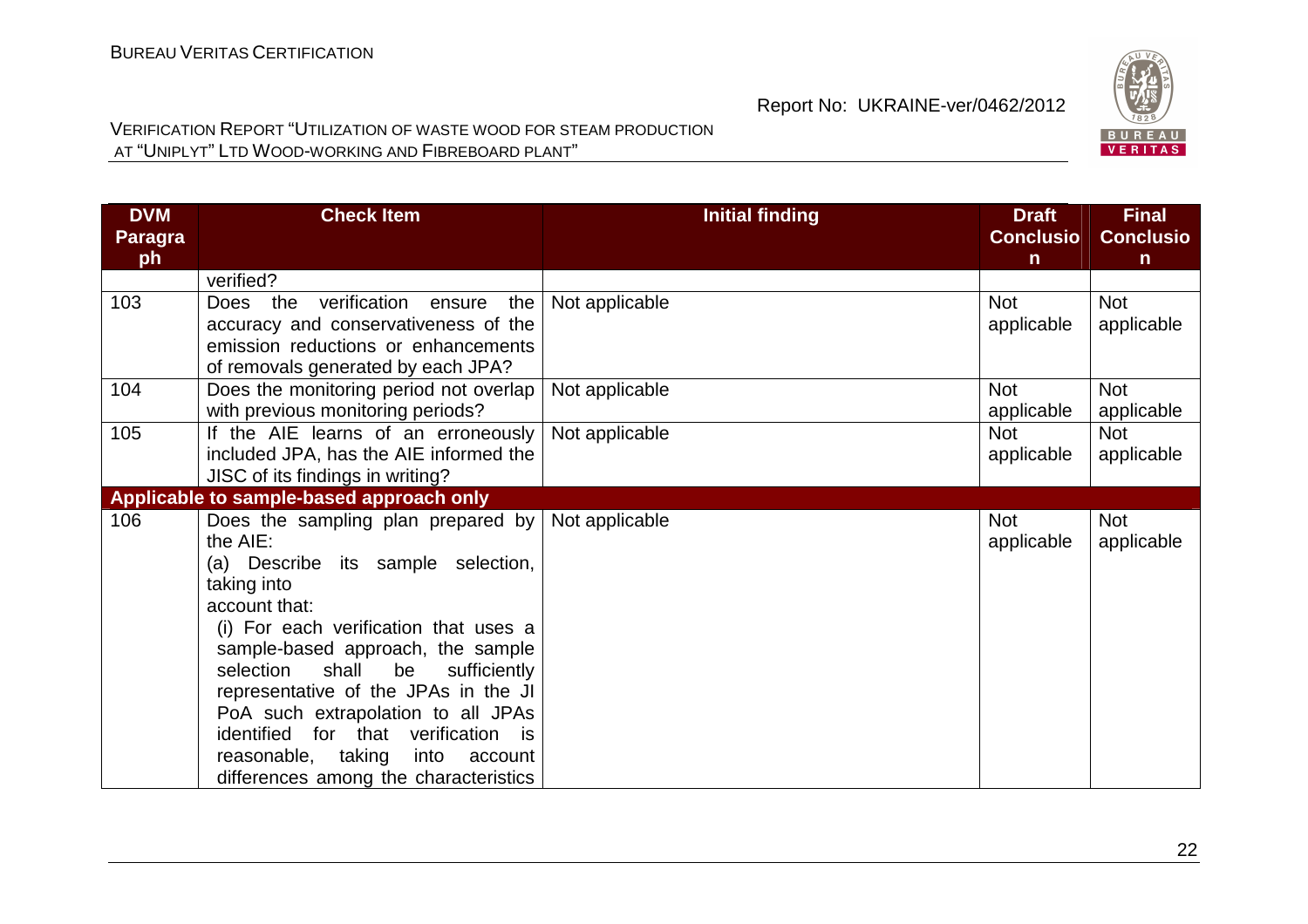| DVM Paragraph | Check Item | Initial finding | Draft Conclusion | Final Conclusion |
|---|---|---|---|---|
| | verified? | | | |
| 103 | Does the verification ensure the accuracy and conservativeness of the emission reductions or enhancements of removals generated by each JPA? | Not applicable | Not applicable | Not applicable |
| 104 | Does the monitoring period not overlap with previous monitoring periods? | Not applicable | Not applicable | Not applicable |
| 105 | If the AIE learns of an erroneously included JPA, has the AIE informed the JISC of its findings in writing? | Not applicable | Not applicable | Not applicable |
| **Applicable to sample-based approach only** | | | | |
| 106 | Does the sampling plan prepared by the AIE:<br>(a) Describe its sample selection, taking into account that:<br>(i) For each verification that uses a sample-based approach, the sample selection shall be sufficiently representative of the JPAs in the JI PoA such extrapolation to all JPAs identified for that verification is reasonable, taking into account differences among the characteristics | Not applicable | Not applicable | Not applicable |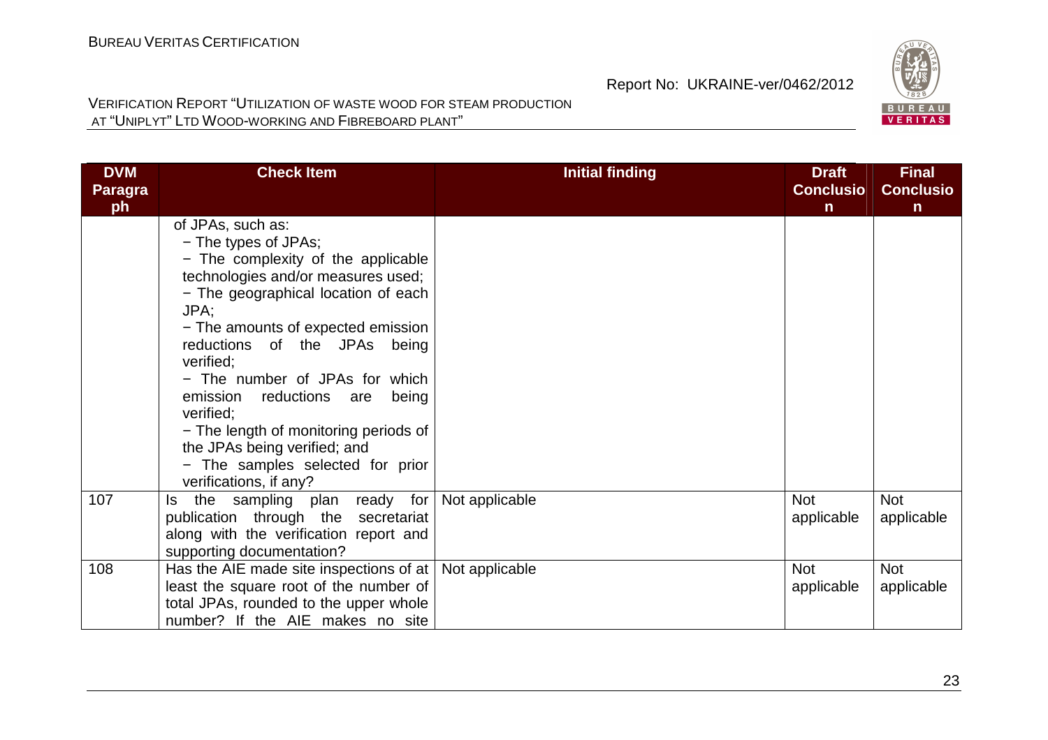| DVM Paragraph | Check Item | Initial finding | Draft Conclusion | Final Conclusion |
|---|---|---|---|---|
| | of JPAs, such as:<br>− The types of JPAs;<br>− The complexity of the applicable technologies and/or measures used;<br>− The geographical location of each JPA;<br>− The amounts of expected emission reductions of the JPAs being verified;<br>− The number of JPAs for which emission reductions are being verified;<br>− The length of monitoring periods of the JPAs being verified; and<br>− The samples selected for prior verifications, if any? | | | |
| 107 | Is the sampling plan ready for publication through the secretariat along with the verification report and supporting documentation? | Not applicable | Not applicable | Not applicable |
| 108 | Has the AIE made site inspections of at least the square root of the number of total JPAs, rounded to the upper whole number? If the AIE makes no site | Not applicable | Not applicable | Not applicable |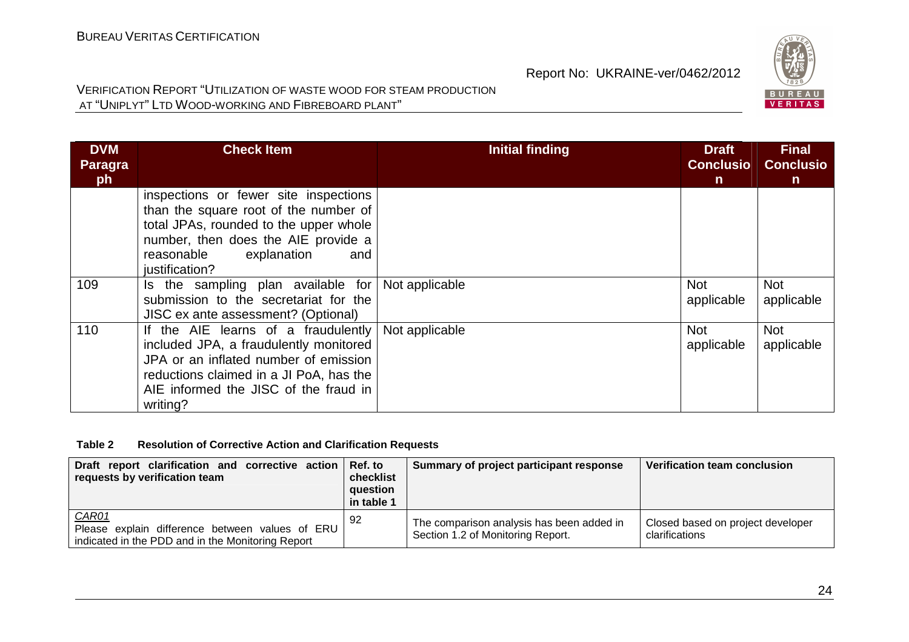| DVM Paragraph | Check Item | Initial finding | Draft Conclusion | Final Conclusion |
|---|---|---|---|---|
| | inspections or fewer site inspections than the square root of the number of total JPAs, rounded to the upper whole number, then does the AIE provide a reasonable explanation and justification? | | | |
| 109 | Is the sampling plan available for submission to the secretariat for the JISC ex ante assessment? (Optional) | Not applicable | Not applicable | Not applicable |
| 110 | If the AIE learns of a fraudulently included JPA, a fraudulently monitored JPA or an inflated number of emission reductions claimed in a JI PoA, has the AIE informed the JISC of the fraud in writing? | Not applicable | Not applicable | Not applicable |

**Table 2 Resolution of Corrective Action and Clarification Requests**

| Draft report clarification and corrective action requests by verification team | Ref. to checklist question in table 1 | Summary of project participant response | Verification team conclusion |
|---|---|---|---|
| _CAR01_<br>Please explain difference between values of ERU indicated in the PDD and in the Monitoring Report | 92 | The comparison analysis has been added in Section 1.2 of Monitoring Report. | Closed based on project developer clarifications |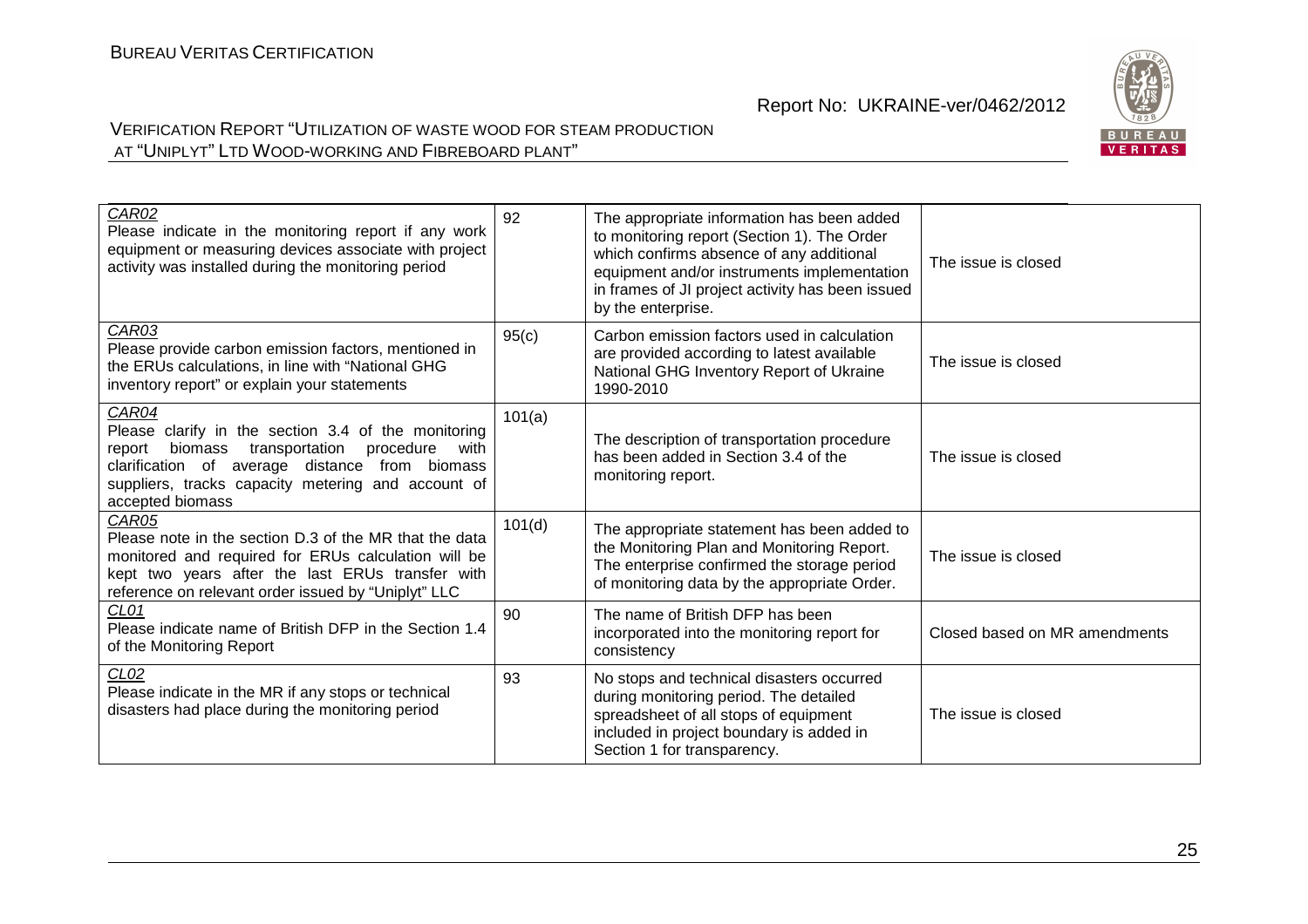| *CAR02* Please indicate in the monitoring report if any work equipment or measuring devices associate with project activity was installed during the monitoring period | 92 | The appropriate information has been added to monitoring report (Section 1). The Order which confirms absence of any additional equipment and/or instruments implementation in frames of JI project activity has been issued by the enterprise. | The issue is closed |
|---|---|---|---|
| *CAR03* Please provide carbon emission factors, mentioned in the ERUs calculations, in line with "National GHG inventory report" or explain your statements | 95(c) | Carbon emission factors used in calculation are provided according to latest available National GHG Inventory Report of Ukraine 1990-2010 | The issue is closed |
| *CAR04* Please clarify in the section 3.4 of the monitoring report biomass transportation procedure with clarification of average distance from biomass suppliers, tracks capacity metering and account of accepted biomass | 101(a) | The description of transportation procedure has been added in Section 3.4 of the monitoring report. | The issue is closed |
| *CAR05* Please note in the section D.3 of the MR that the data monitored and required for ERUs calculation will be kept two years after the last ERUs transfer with reference on relevant order issued by "Uniplyt" LLC | 101(d) | The appropriate statement has been added to the Monitoring Plan and Monitoring Report. The enterprise confirmed the storage period of monitoring data by the appropriate Order. | The issue is closed |
| *CL01* Please indicate name of British DFP in the Section 1.4 of the Monitoring Report | 90 | The name of British DFP has been incorporated into the monitoring report for consistency | Closed based on MR amendments |
| *CL02* Please indicate in the MR if any stops or technical disasters had place during the monitoring period | 93 | No stops and technical disasters occurred during monitoring period. The detailed spreadsheet of all stops of equipment included in project boundary is added in Section 1 for transparency. | The issue is closed |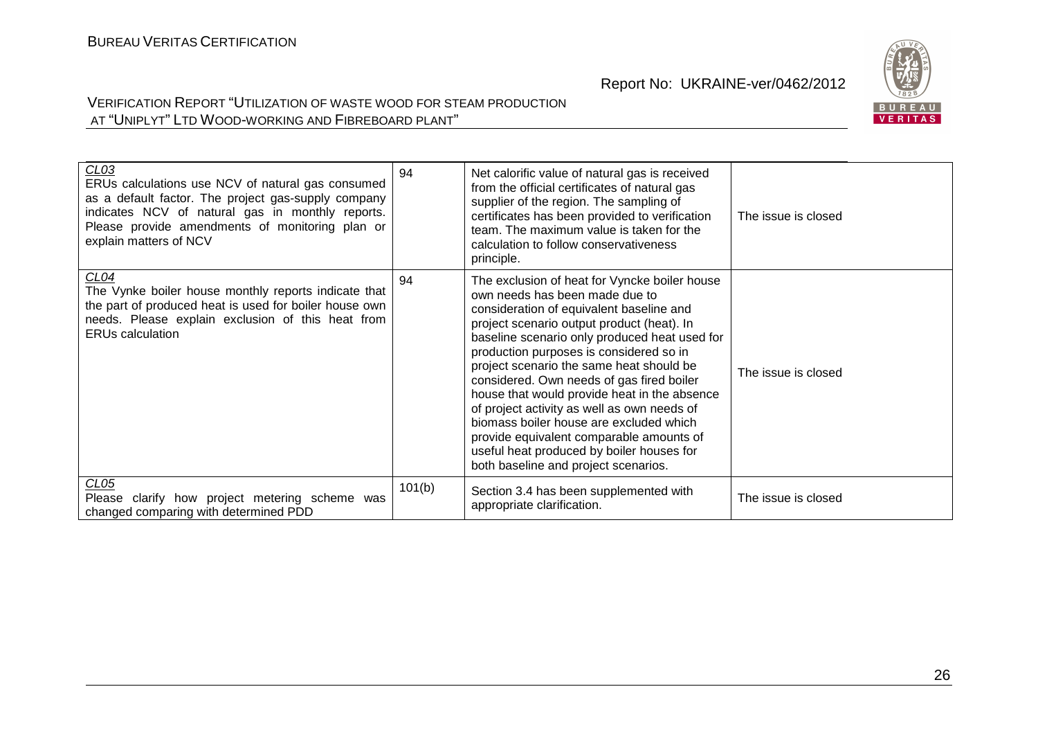| | | | |
|---|---|---|---|
| CL03<br>ERUs calculations use NCV of natural gas consumed as a default factor. The project gas-supply company indicates NCV of natural gas in monthly reports. Please provide amendments of monitoring plan or explain matters of NCV | 94 | Net calorific value of natural gas is received from the official certificates of natural gas supplier of the region. The sampling of certificates has been provided to verification team. The maximum value is taken for the calculation to follow conservativeness principle. | The issue is closed |
| CL04<br>The Vynke boiler house monthly reports indicate that the part of produced heat is used for boiler house own needs. Please explain exclusion of this heat from ERUs calculation | 94 | The exclusion of heat for Vyncke boiler house own needs has been made due to consideration of equivalent baseline and project scenario output product (heat). In baseline scenario only produced heat used for production purposes is considered so in project scenario the same heat should be considered. Own needs of gas fired boiler house that would provide heat in the absence of project activity as well as own needs of biomass boiler house are excluded which provide equivalent comparable amounts of useful heat produced by boiler houses for both baseline and project scenarios. | The issue is closed |
| CL05<br>Please clarify how project metering scheme was changed comparing with determined PDD | 101(b) | Section 3.4 has been supplemented with appropriate clarification. | The issue is closed |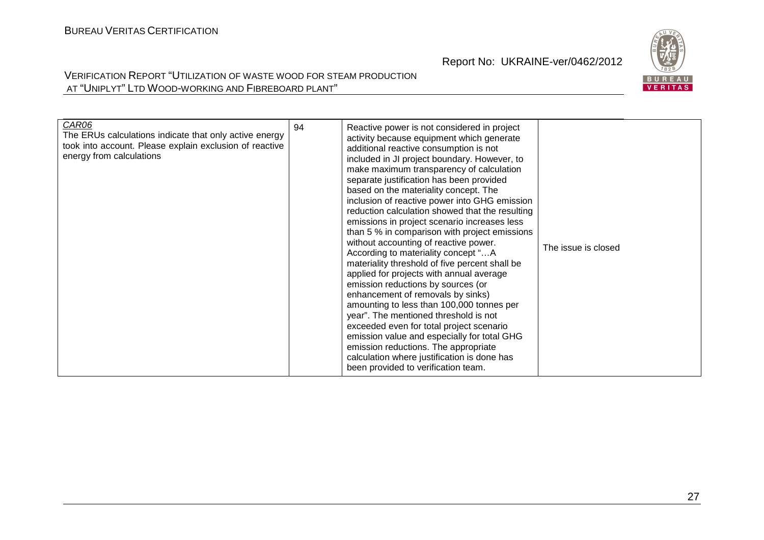| | | | |
|---|---|---|---|
| *CAR06*<br>The ERUs calculations indicate that only active energy took into account. Please explain exclusion of reactive energy from calculations | 94 | Reactive power is not considered in project activity because equipment which generate additional reactive consumption is not included in JI project boundary. However, to make maximum transparency of calculation separate justification has been provided based on the materiality concept. The inclusion of reactive power into GHG emission reduction calculation showed that the resulting emissions in project scenario increases less than 5 % in comparison with project emissions without accounting of reactive power. According to materiality concept "…A materiality threshold of five percent shall be applied for projects with annual average emission reductions by sources (or enhancement of removals by sinks) amounting to less than 100,000 tonnes per year". The mentioned threshold is not exceeded even for total project scenario emission value and especially for total GHG emission reductions. The appropriate calculation where justification is done has been provided to verification team. | The issue is closed |